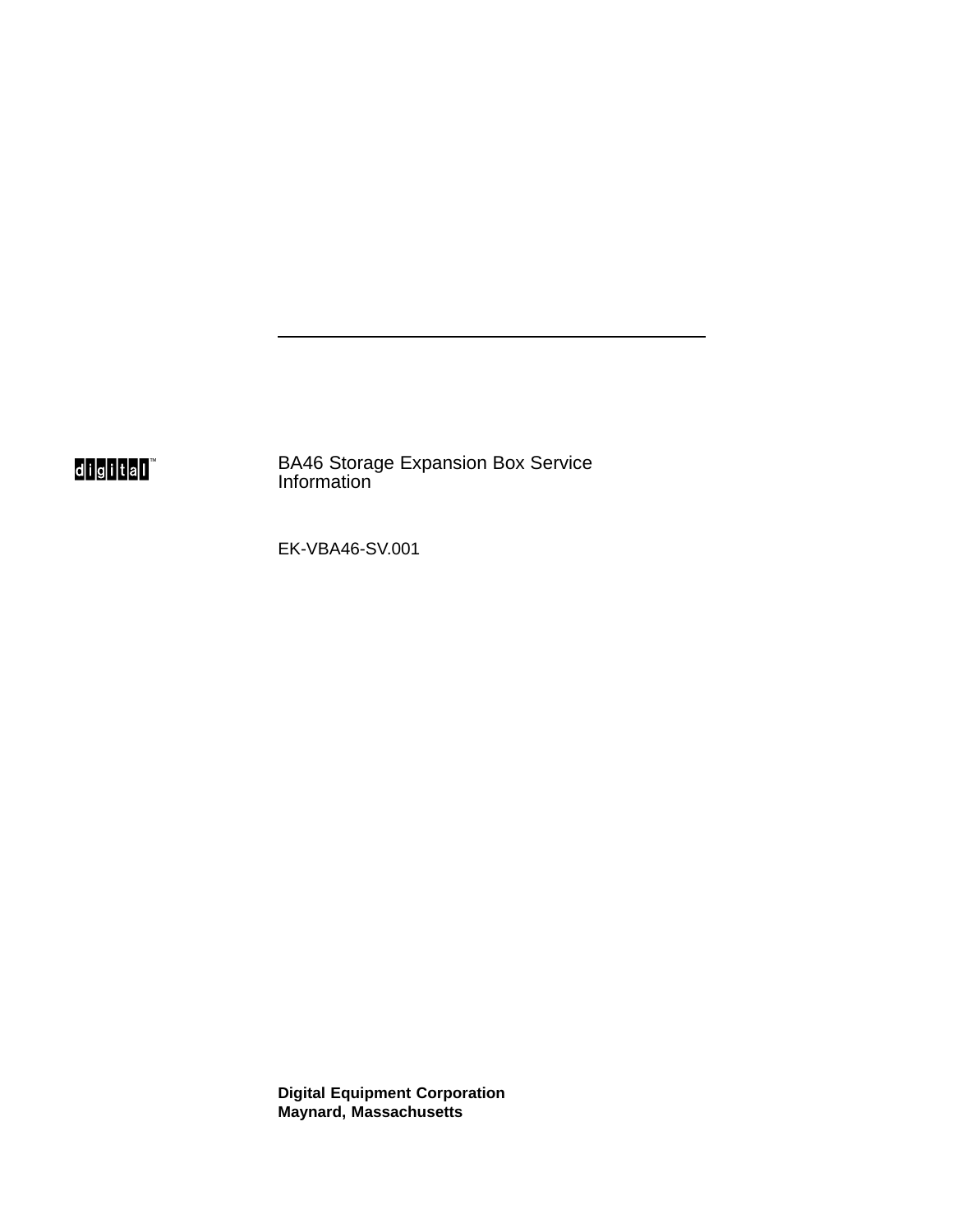# BA46 Storage Expansion Box Service Information

EK-VBA46-SV.001

**Digital Equipment Corporation**
**Maynard, Massachusetts**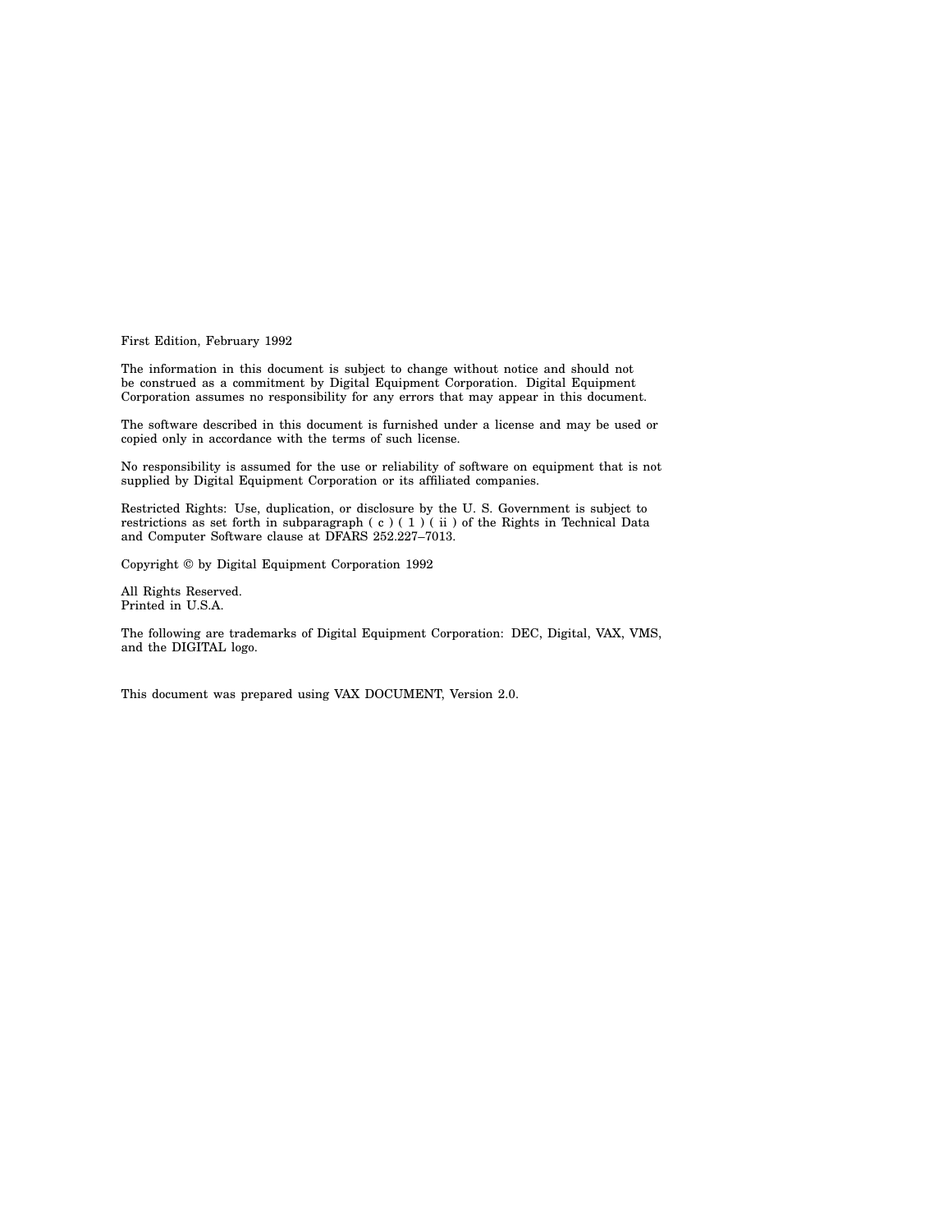First Edition, February 1992

The information in this document is subject to change without notice and should not be construed as a commitment by Digital Equipment Corporation. Digital Equipment Corporation assumes no responsibility for any errors that may appear in this document.

The software described in this document is furnished under a license and may be used or copied only in accordance with the terms of such license.

No responsibility is assumed for the use or reliability of software on equipment that is not supplied by Digital Equipment Corporation or its affiliated companies.

Restricted Rights: Use, duplication, or disclosure by the U. S. Government is subject to restrictions as set forth in subparagraph ( c ) ( 1 ) ( ii ) of the Rights in Technical Data and Computer Software clause at DFARS 252.227–7013.

Copyright © by Digital Equipment Corporation 1992

All Rights Reserved.
Printed in U.S.A.

The following are trademarks of Digital Equipment Corporation: DEC, Digital, VAX, VMS, and the DIGITAL logo.

This document was prepared using VAX DOCUMENT, Version 2.0.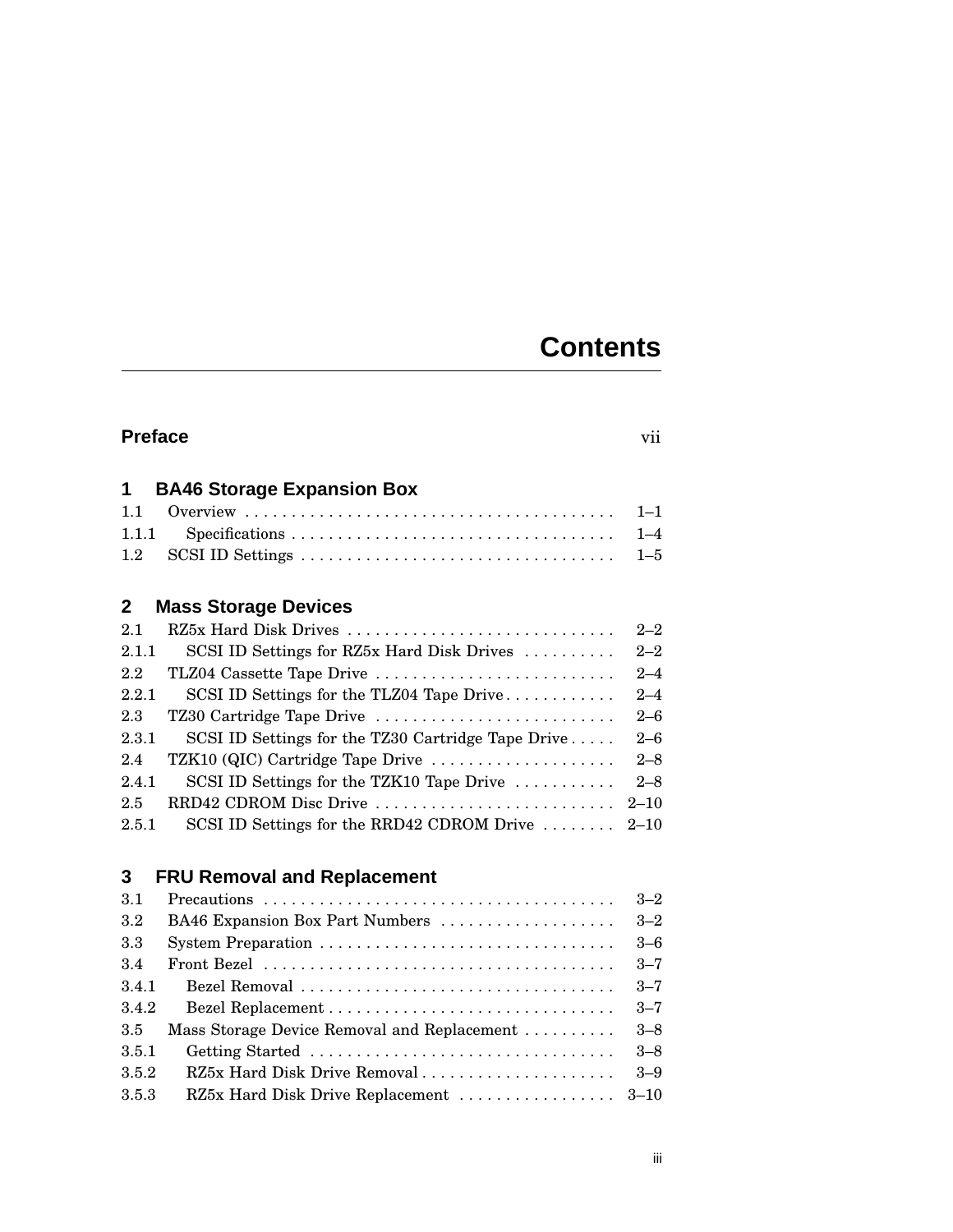# Contents

**Preface** vii

## 1 BA46 Storage Expansion Box

| | | |
|---|---|---|
| 1.1 | Overview | 1–1 |
| 1.1.1 | Specifications | 1–4 |
| 1.2 | SCSI ID Settings | 1–5 |

## 2 Mass Storage Devices

| | | |
|---|---|---|
| 2.1 | RZ5x Hard Disk Drives | 2–2 |
| 2.1.1 | SCSI ID Settings for RZ5x Hard Disk Drives | 2–2 |
| 2.2 | TLZ04 Cassette Tape Drive | 2–4 |
| 2.2.1 | SCSI ID Settings for the TLZ04 Tape Drive | 2–4 |
| 2.3 | TZ30 Cartridge Tape Drive | 2–6 |
| 2.3.1 | SCSI ID Settings for the TZ30 Cartridge Tape Drive | 2–6 |
| 2.4 | TZK10 (QIC) Cartridge Tape Drive | 2–8 |
| 2.4.1 | SCSI ID Settings for the TZK10 Tape Drive | 2–8 |
| 2.5 | RRD42 CDROM Disc Drive | 2–10 |
| 2.5.1 | SCSI ID Settings for the RRD42 CDROM Drive | 2–10 |

## 3 FRU Removal and Replacement

| | | |
|---|---|---|
| 3.1 | Precautions | 3–2 |
| 3.2 | BA46 Expansion Box Part Numbers | 3–2 |
| 3.3 | System Preparation | 3–6 |
| 3.4 | Front Bezel | 3–7 |
| 3.4.1 | Bezel Removal | 3–7 |
| 3.4.2 | Bezel Replacement | 3–7 |
| 3.5 | Mass Storage Device Removal and Replacement | 3–8 |
| 3.5.1 | Getting Started | 3–8 |
| 3.5.2 | RZ5x Hard Disk Drive Removal | 3–9 |
| 3.5.3 | RZ5x Hard Disk Drive Replacement | 3–10 |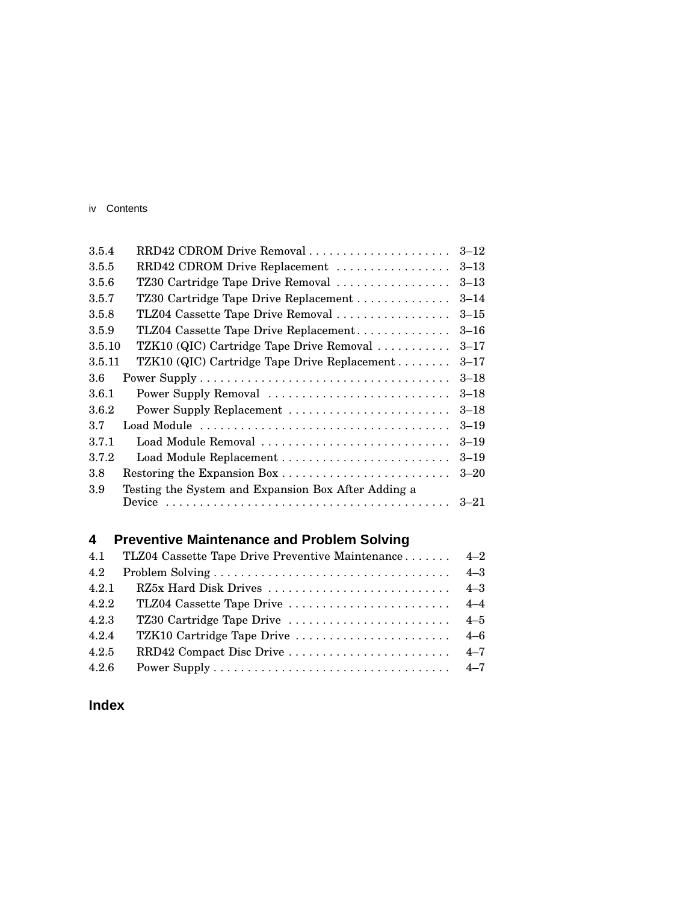| | | |
|---|---|---|
| 3.5.4 | RRD42 CDROM Drive Removal | 3–12 |
| 3.5.5 | RRD42 CDROM Drive Replacement | 3–13 |
| 3.5.6 | TZ30 Cartridge Tape Drive Removal | 3–13 |
| 3.5.7 | TZ30 Cartridge Tape Drive Replacement | 3–14 |
| 3.5.8 | TLZ04 Cassette Tape Drive Removal | 3–15 |
| 3.5.9 | TLZ04 Cassette Tape Drive Replacement | 3–16 |
| 3.5.10 | TZK10 (QIC) Cartridge Tape Drive Removal | 3–17 |
| 3.5.11 | TZK10 (QIC) Cartridge Tape Drive Replacement | 3–17 |
| 3.6 | Power Supply | 3–18 |
| 3.6.1 | Power Supply Removal | 3–18 |
| 3.6.2 | Power Supply Replacement | 3–18 |
| 3.7 | Load Module | 3–19 |
| 3.7.1 | Load Module Removal | 3–19 |
| 3.7.2 | Load Module Replacement | 3–19 |
| 3.8 | Restoring the Expansion Box | 3–20 |
| 3.9 | Testing the System and Expansion Box After Adding a Device | 3–21 |

## 4 Preventive Maintenance and Problem Solving

| | | |
|---|---|---|
| 4.1 | TLZ04 Cassette Tape Drive Preventive Maintenance | 4–2 |
| 4.2 | Problem Solving | 4–3 |
| 4.2.1 | RZ5x Hard Disk Drives | 4–3 |
| 4.2.2 | TLZ04 Cassette Tape Drive | 4–4 |
| 4.2.3 | TZ30 Cartridge Tape Drive | 4–5 |
| 4.2.4 | TZK10 Cartridge Tape Drive | 4–6 |
| 4.2.5 | RRD42 Compact Disc Drive | 4–7 |
| 4.2.6 | Power Supply | 4–7 |

## Index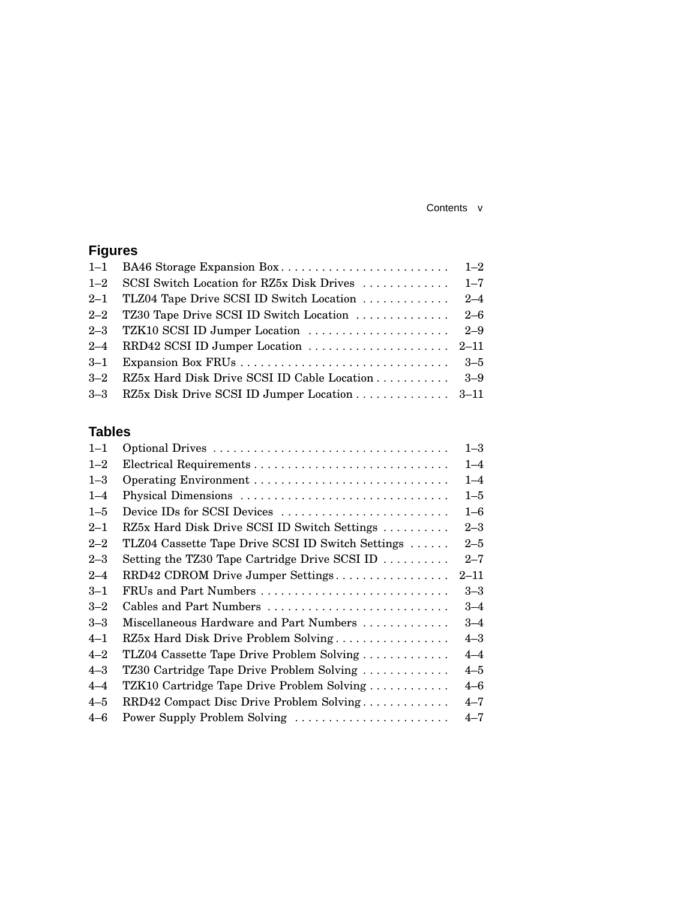## Figures

| | | |
|---|---|---|
| 1–1 | BA46 Storage Expansion Box | 1–2 |
| 1–2 | SCSI Switch Location for RZ5x Disk Drives | 1–7 |
| 2–1 | TLZ04 Tape Drive SCSI ID Switch Location | 2–4 |
| 2–2 | TZ30 Tape Drive SCSI ID Switch Location | 2–6 |
| 2–3 | TZK10 SCSI ID Jumper Location | 2–9 |
| 2–4 | RRD42 SCSI ID Jumper Location | 2–11 |
| 3–1 | Expansion Box FRUs | 3–5 |
| 3–2 | RZ5x Hard Disk Drive SCSI ID Cable Location | 3–9 |
| 3–3 | RZ5x Disk Drive SCSI ID Jumper Location | 3–11 |

## Tables

| | | |
|---|---|---|
| 1–1 | Optional Drives | 1–3 |
| 1–2 | Electrical Requirements | 1–4 |
| 1–3 | Operating Environment | 1–4 |
| 1–4 | Physical Dimensions | 1–5 |
| 1–5 | Device IDs for SCSI Devices | 1–6 |
| 2–1 | RZ5x Hard Disk Drive SCSI ID Switch Settings | 2–3 |
| 2–2 | TLZ04 Cassette Tape Drive SCSI ID Switch Settings | 2–5 |
| 2–3 | Setting the TZ30 Tape Cartridge Drive SCSI ID | 2–7 |
| 2–4 | RRD42 CDROM Drive Jumper Settings | 2–11 |
| 3–1 | FRUs and Part Numbers | 3–3 |
| 3–2 | Cables and Part Numbers | 3–4 |
| 3–3 | Miscellaneous Hardware and Part Numbers | 3–4 |
| 4–1 | RZ5x Hard Disk Drive Problem Solving | 4–3 |
| 4–2 | TLZ04 Cassette Tape Drive Problem Solving | 4–4 |
| 4–3 | TZ30 Cartridge Tape Drive Problem Solving | 4–5 |
| 4–4 | TZK10 Cartridge Tape Drive Problem Solving | 4–6 |
| 4–5 | RRD42 Compact Disc Drive Problem Solving | 4–7 |
| 4–6 | Power Supply Problem Solving | 4–7 |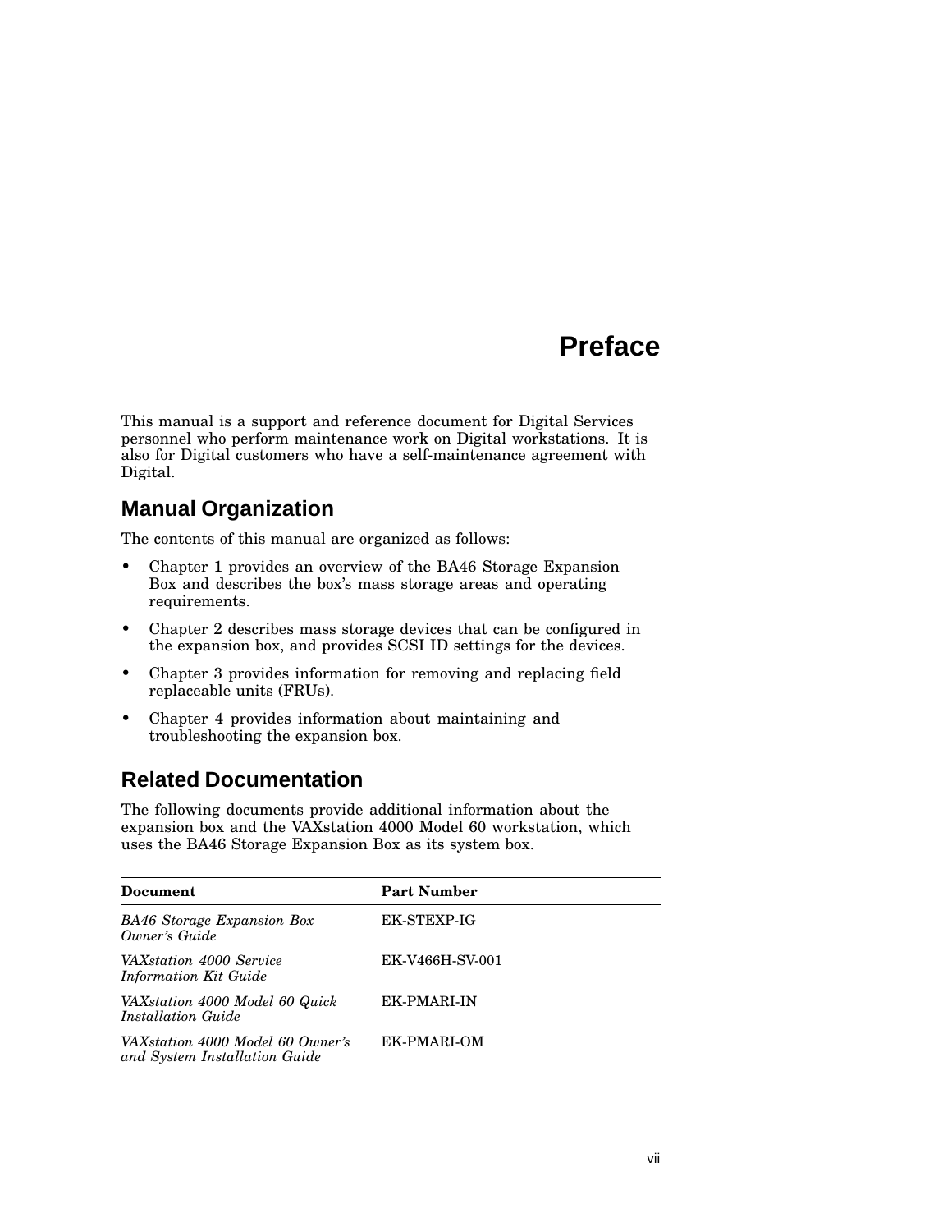# Preface

This manual is a support and reference document for Digital Services personnel who perform maintenance work on Digital workstations. It is also for Digital customers who have a self-maintenance agreement with Digital.

## Manual Organization

The contents of this manual are organized as follows:

- Chapter 1 provides an overview of the BA46 Storage Expansion Box and describes the box's mass storage areas and operating requirements.
- Chapter 2 describes mass storage devices that can be configured in the expansion box, and provides SCSI ID settings for the devices.
- Chapter 3 provides information for removing and replacing field replaceable units (FRUs).
- Chapter 4 provides information about maintaining and troubleshooting the expansion box.

## Related Documentation

The following documents provide additional information about the expansion box and the VAXstation 4000 Model 60 workstation, which uses the BA46 Storage Expansion Box as its system box.

| Document | Part Number |
|---|---|
| *BA46 Storage Expansion Box Owner's Guide* | EK-STEXP-IG |
| *VAXstation 4000 Service Information Kit Guide* | EK-V466H-SV-001 |
| *VAXstation 4000 Model 60 Quick Installation Guide* | EK-PMARI-IN |
| *VAXstation 4000 Model 60 Owner's and System Installation Guide* | EK-PMARI-OM |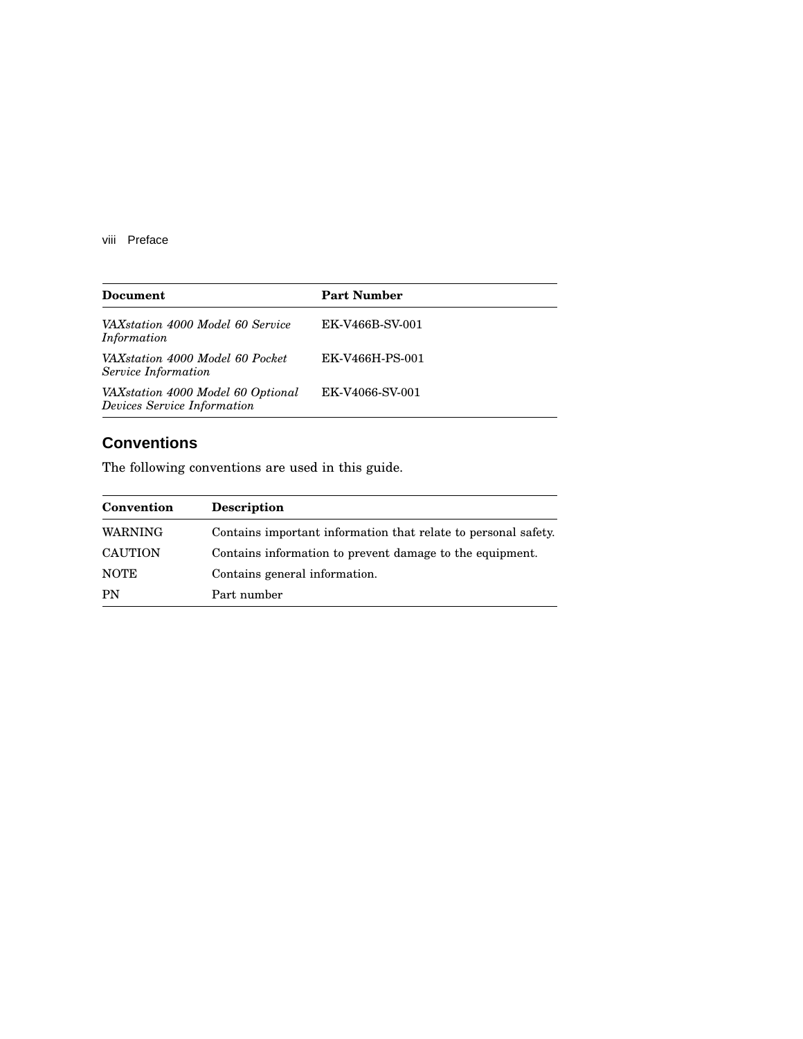| Document | Part Number |
| --- | --- |
| *VAXstation 4000 Model 60 Service Information* | EK-V466B-SV-001 |
| *VAXstation 4000 Model 60 Pocket Service Information* | EK-V466H-PS-001 |
| *VAXstation 4000 Model 60 Optional Devices Service Information* | EK-V4066-SV-001 |

## Conventions

The following conventions are used in this guide.

| Convention | Description |
| --- | --- |
| WARNING | Contains important information that relate to personal safety. |
| CAUTION | Contains information to prevent damage to the equipment. |
| NOTE | Contains general information. |
| PN | Part number |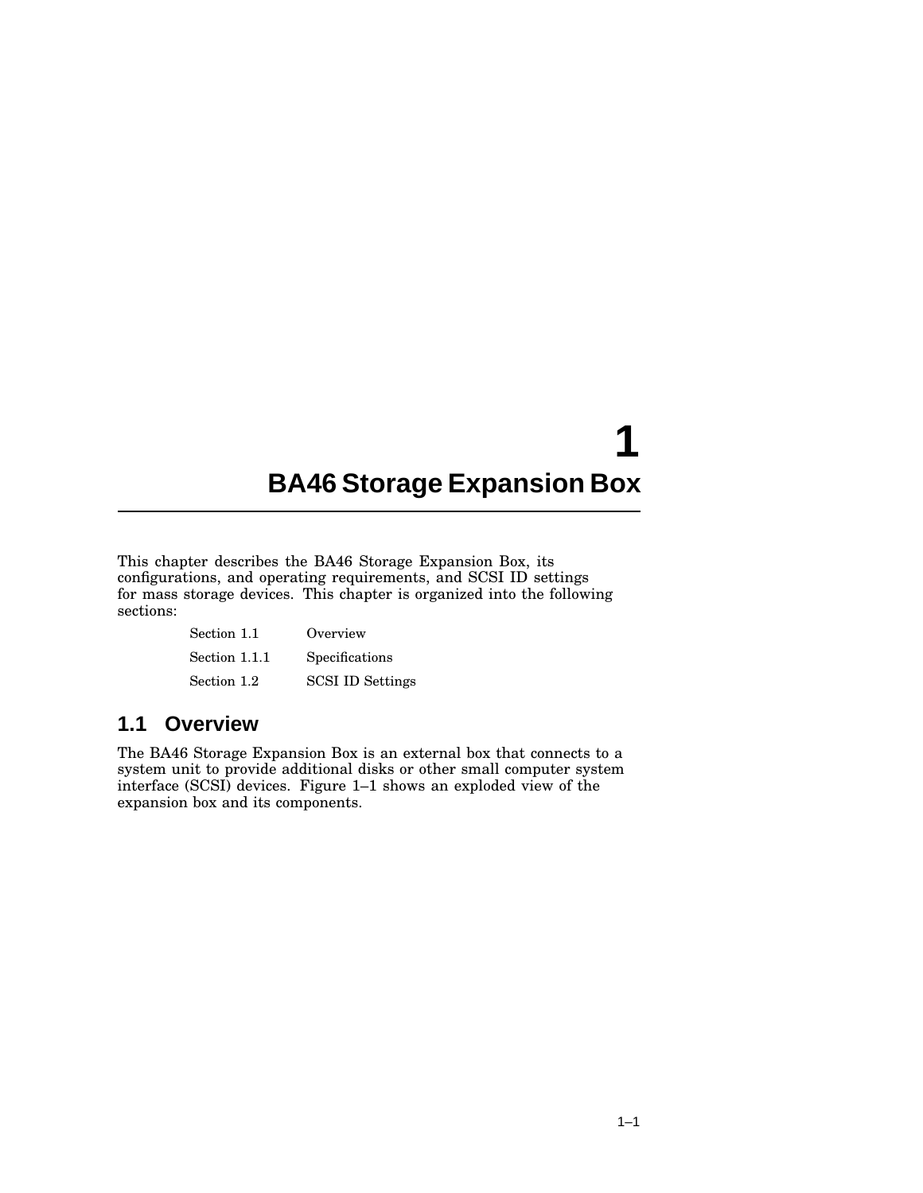# 1 BA46 Storage Expansion Box

This chapter describes the BA46 Storage Expansion Box, its configurations, and operating requirements, and SCSI ID settings for mass storage devices. This chapter is organized into the following sections:

| | |
|---|---|
| Section 1.1 | Overview |
| Section 1.1.1 | Specifications |
| Section 1.2 | SCSI ID Settings |

## 1.1 Overview

The BA46 Storage Expansion Box is an external box that connects to a system unit to provide additional disks or other small computer system interface (SCSI) devices. Figure 1–1 shows an exploded view of the expansion box and its components.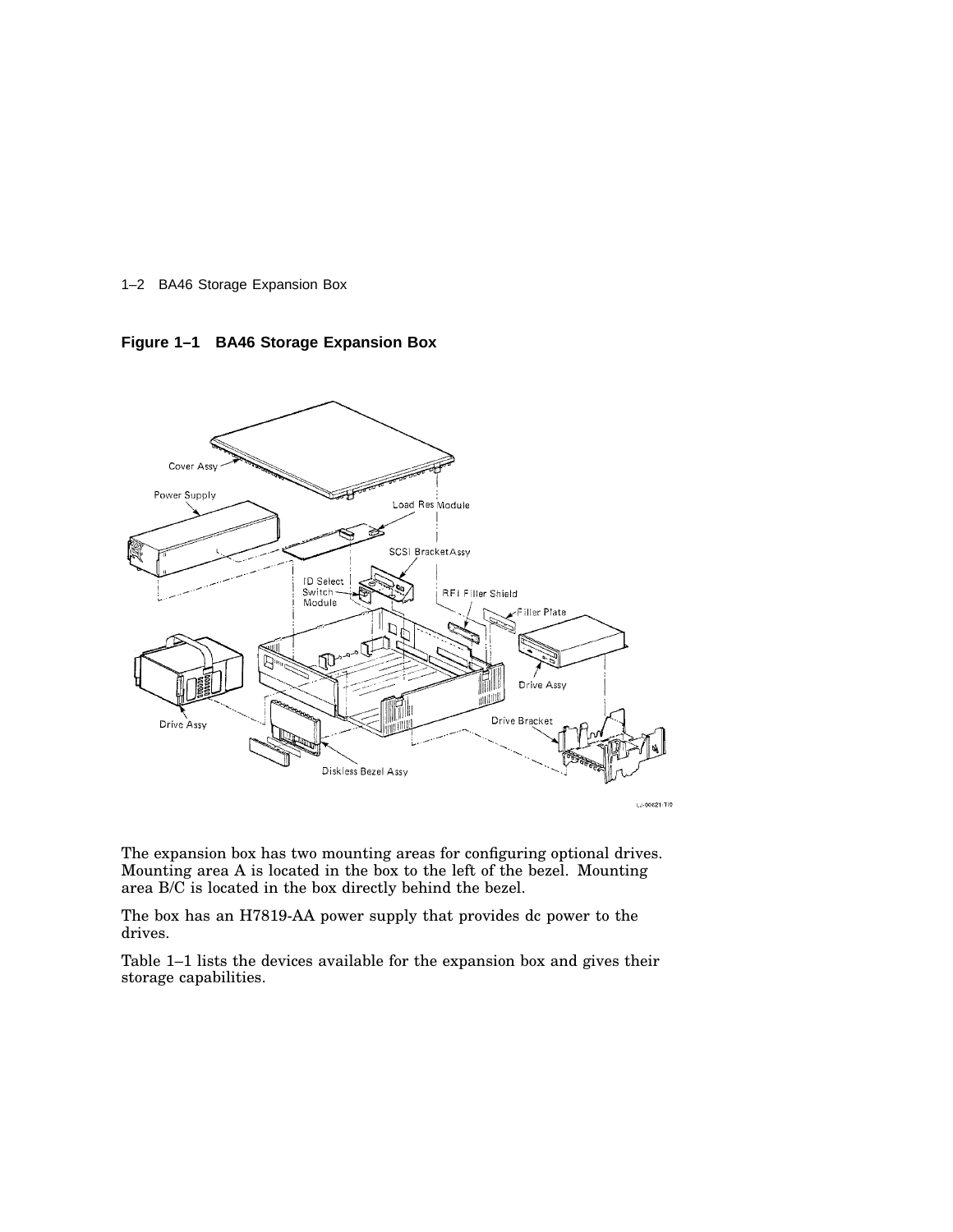**Figure 1–1 BA46 Storage Expansion Box**

The expansion box has two mounting areas for configuring optional drives. Mounting area A is located in the box to the left of the bezel. Mounting area B/C is located in the box directly behind the bezel.

The box has an H7819-AA power supply that provides dc power to the drives.

Table 1–1 lists the devices available for the expansion box and gives their storage capabilities.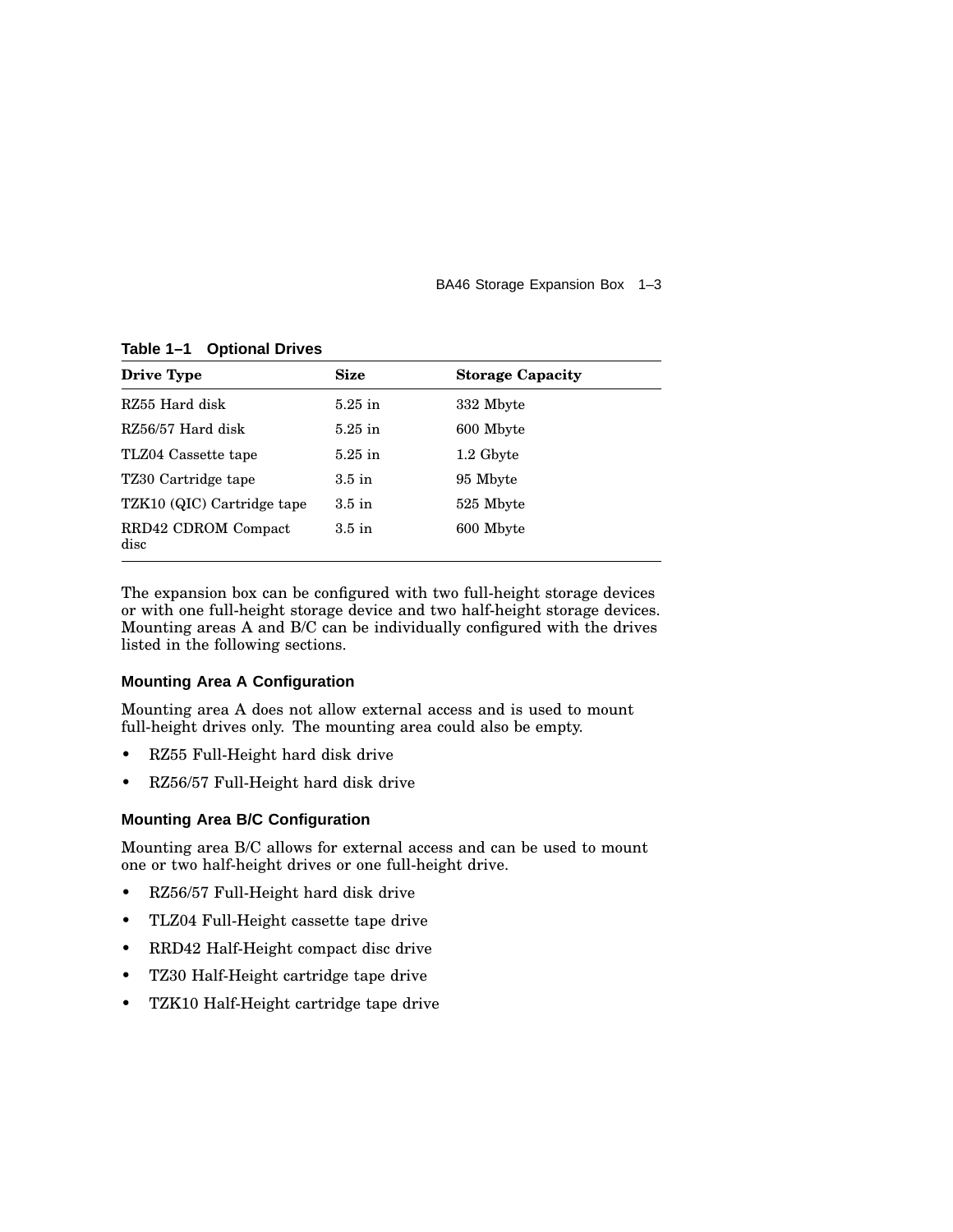**Table 1–1 Optional Drives**

| Drive Type | Size | Storage Capacity |
|---|---|---|
| RZ55 Hard disk | 5.25 in | 332 Mbyte |
| RZ56/57 Hard disk | 5.25 in | 600 Mbyte |
| TLZ04 Cassette tape | 5.25 in | 1.2 Gbyte |
| TZ30 Cartridge tape | 3.5 in | 95 Mbyte |
| TZK10 (QIC) Cartridge tape | 3.5 in | 525 Mbyte |
| RRD42 CDROM Compact disc | 3.5 in | 600 Mbyte |

The expansion box can be configured with two full-height storage devices or with one full-height storage device and two half-height storage devices. Mounting areas A and B/C can be individually configured with the drives listed in the following sections.

### Mounting Area A Configuration

Mounting area A does not allow external access and is used to mount full-height drives only. The mounting area could also be empty.

- RZ55 Full-Height hard disk drive
- RZ56/57 Full-Height hard disk drive

### Mounting Area B/C Configuration

Mounting area B/C allows for external access and can be used to mount one or two half-height drives or one full-height drive.

- RZ56/57 Full-Height hard disk drive
- TLZ04 Full-Height cassette tape drive
- RRD42 Half-Height compact disc drive
- TZ30 Half-Height cartridge tape drive
- TZK10 Half-Height cartridge tape drive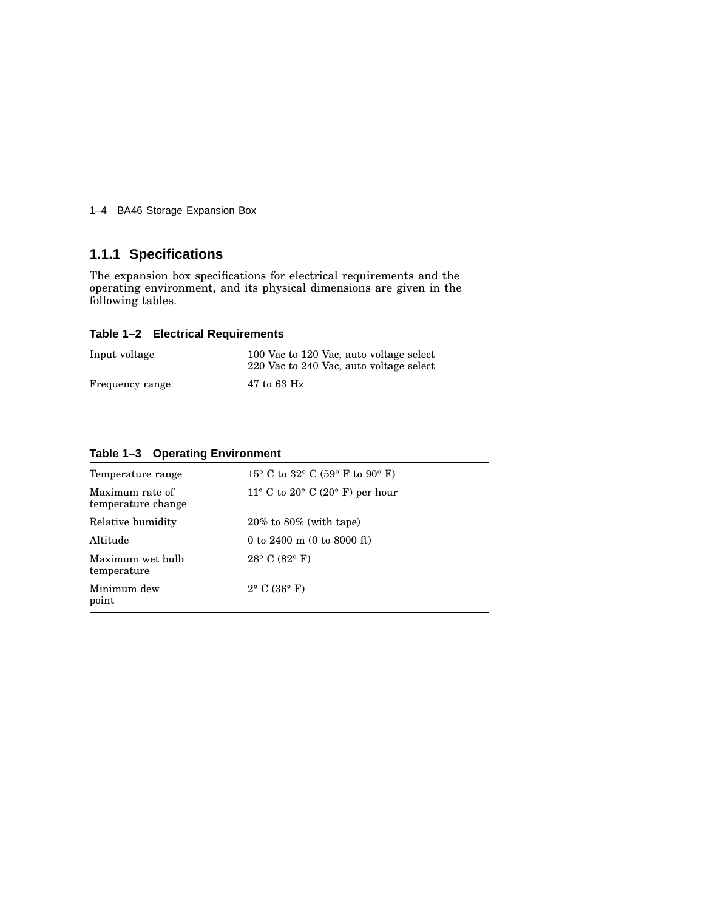### 1.1.1 Specifications

The expansion box specifications for electrical requirements and the operating environment, and its physical dimensions are given in the following tables.

**Table 1–2 Electrical Requirements**

| | |
|---|---|
| Input voltage | 100 Vac to 120 Vac, auto voltage select<br>220 Vac to 240 Vac, auto voltage select |
| Frequency range | 47 to 63 Hz |

**Table 1–3 Operating Environment**

| | |
|---|---|
| Temperature range | 15° C to 32° C (59° F to 90° F) |
| Maximum rate of temperature change | 11° C to 20° C (20° F) per hour |
| Relative humidity | 20% to 80% (with tape) |
| Altitude | 0 to 2400 m (0 to 8000 ft) |
| Maximum wet bulb temperature | 28° C (82° F) |
| Minimum dew point | 2° C (36° F) |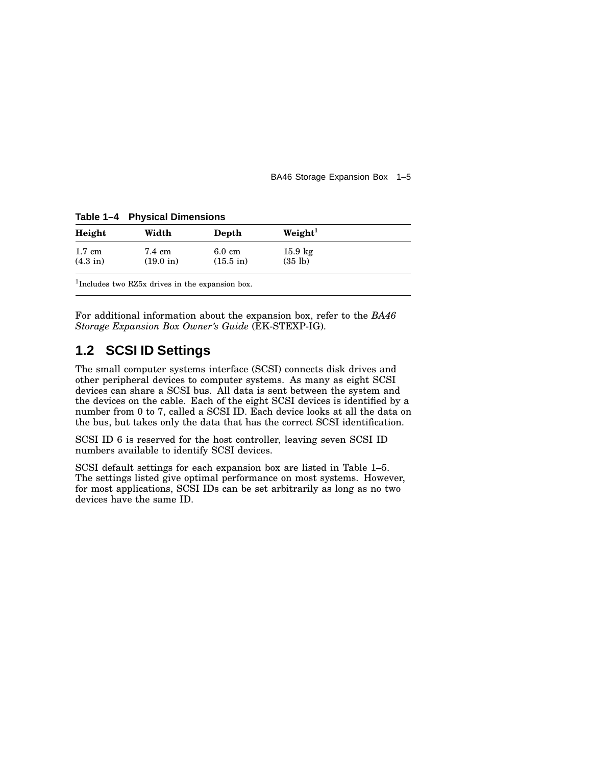**Table 1–4 Physical Dimensions**

| Height | Width | Depth | Weight[1] |
|---|---|---|---|
| 1.7 cm (4.3 in) | 7.4 cm (19.0 in) | 6.0 cm (15.5 in) | 15.9 kg (35 lb) |

[1]Includes two RZ5x drives in the expansion box.

For additional information about the expansion box, refer to the *BA46 Storage Expansion Box Owner's Guide* (EK-STEXP-IG).

## 1.2 SCSI ID Settings

The small computer systems interface (SCSI) connects disk drives and other peripheral devices to computer systems. As many as eight SCSI devices can share a SCSI bus. All data is sent between the system and the devices on the cable. Each of the eight SCSI devices is identified by a number from 0 to 7, called a SCSI ID. Each device looks at all the data on the bus, but takes only the data that has the correct SCSI identification.

SCSI ID 6 is reserved for the host controller, leaving seven SCSI ID numbers available to identify SCSI devices.

SCSI default settings for each expansion box are listed in Table 1–5. The settings listed give optimal performance on most systems. However, for most applications, SCSI IDs can be set arbitrarily as long as no two devices have the same ID.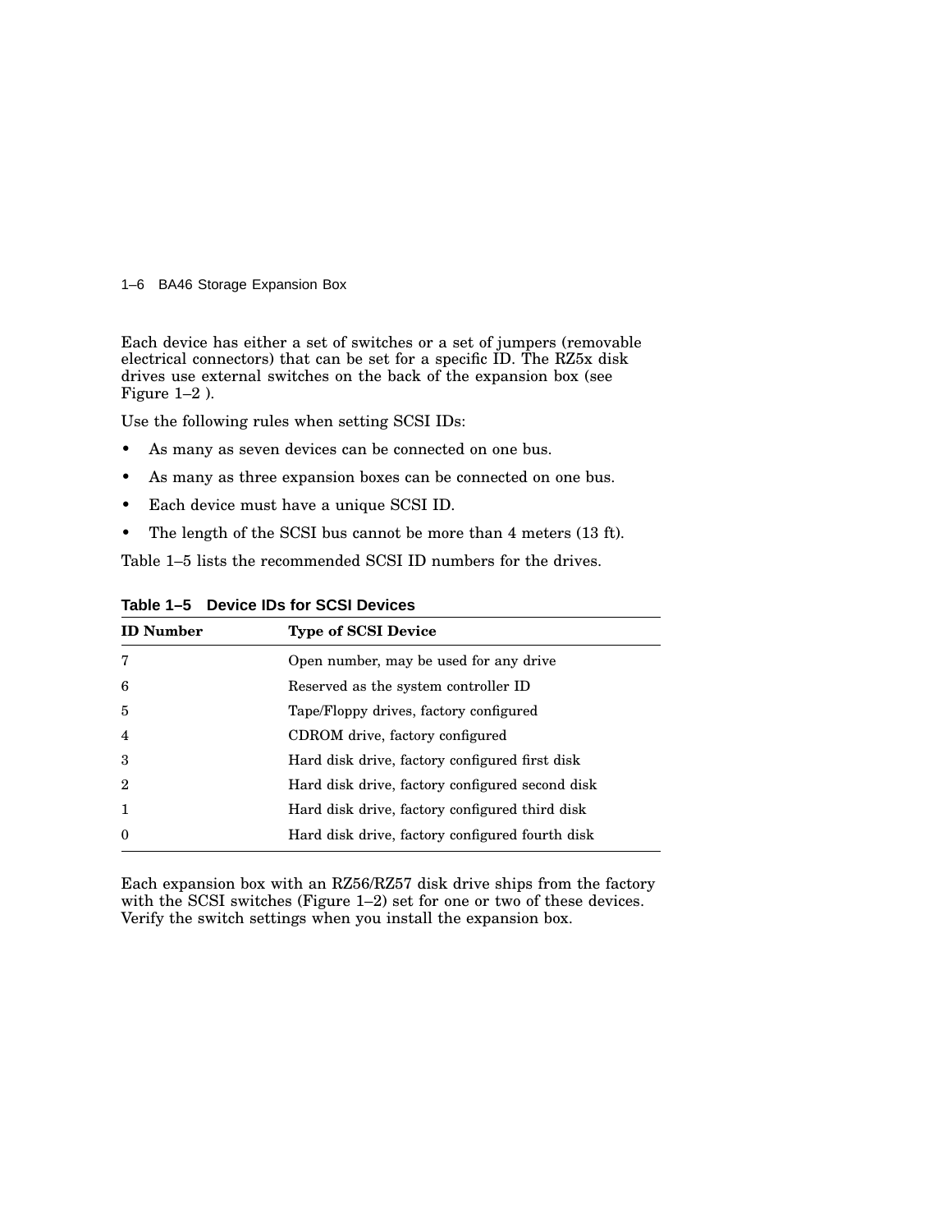Each device has either a set of switches or a set of jumpers (removable electrical connectors) that can be set for a specific ID. The RZ5x disk drives use external switches on the back of the expansion box (see Figure 1–2 ).

Use the following rules when setting SCSI IDs:

- As many as seven devices can be connected on one bus.
- As many as three expansion boxes can be connected on one bus.
- Each device must have a unique SCSI ID.
- The length of the SCSI bus cannot be more than 4 meters (13 ft).

Table 1–5 lists the recommended SCSI ID numbers for the drives.

**Table 1–5 Device IDs for SCSI Devices**

| ID Number | Type of SCSI Device |
|---|---|
| 7 | Open number, may be used for any drive |
| 6 | Reserved as the system controller ID |
| 5 | Tape/Floppy drives, factory configured |
| 4 | CDROM drive, factory configured |
| 3 | Hard disk drive, factory configured first disk |
| 2 | Hard disk drive, factory configured second disk |
| 1 | Hard disk drive, factory configured third disk |
| 0 | Hard disk drive, factory configured fourth disk |

Each expansion box with an RZ56/RZ57 disk drive ships from the factory with the SCSI switches (Figure 1–2) set for one or two of these devices. Verify the switch settings when you install the expansion box.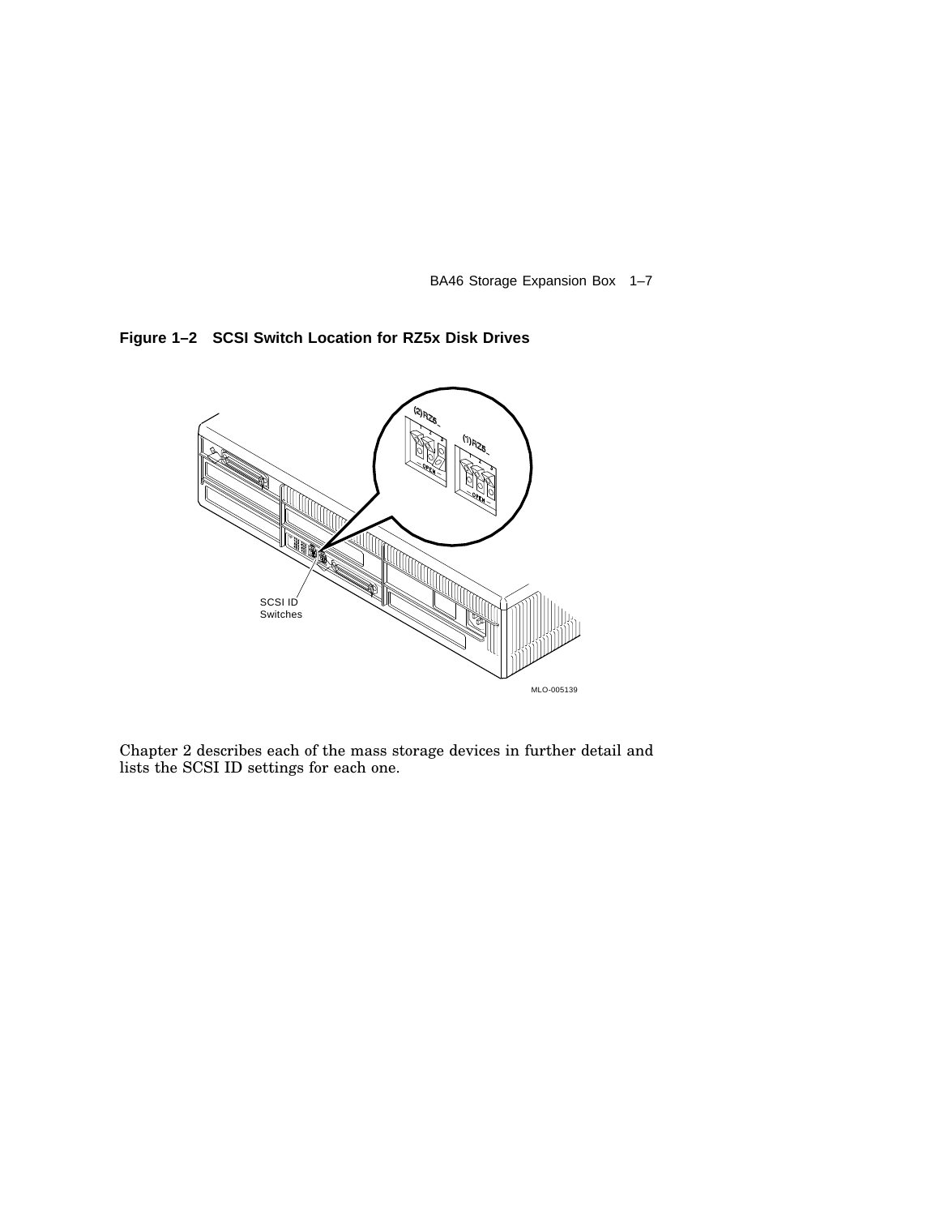**Figure 1–2 SCSI Switch Location for RZ5x Disk Drives**

Chapter 2 describes each of the mass storage devices in further detail and lists the SCSI ID settings for each one.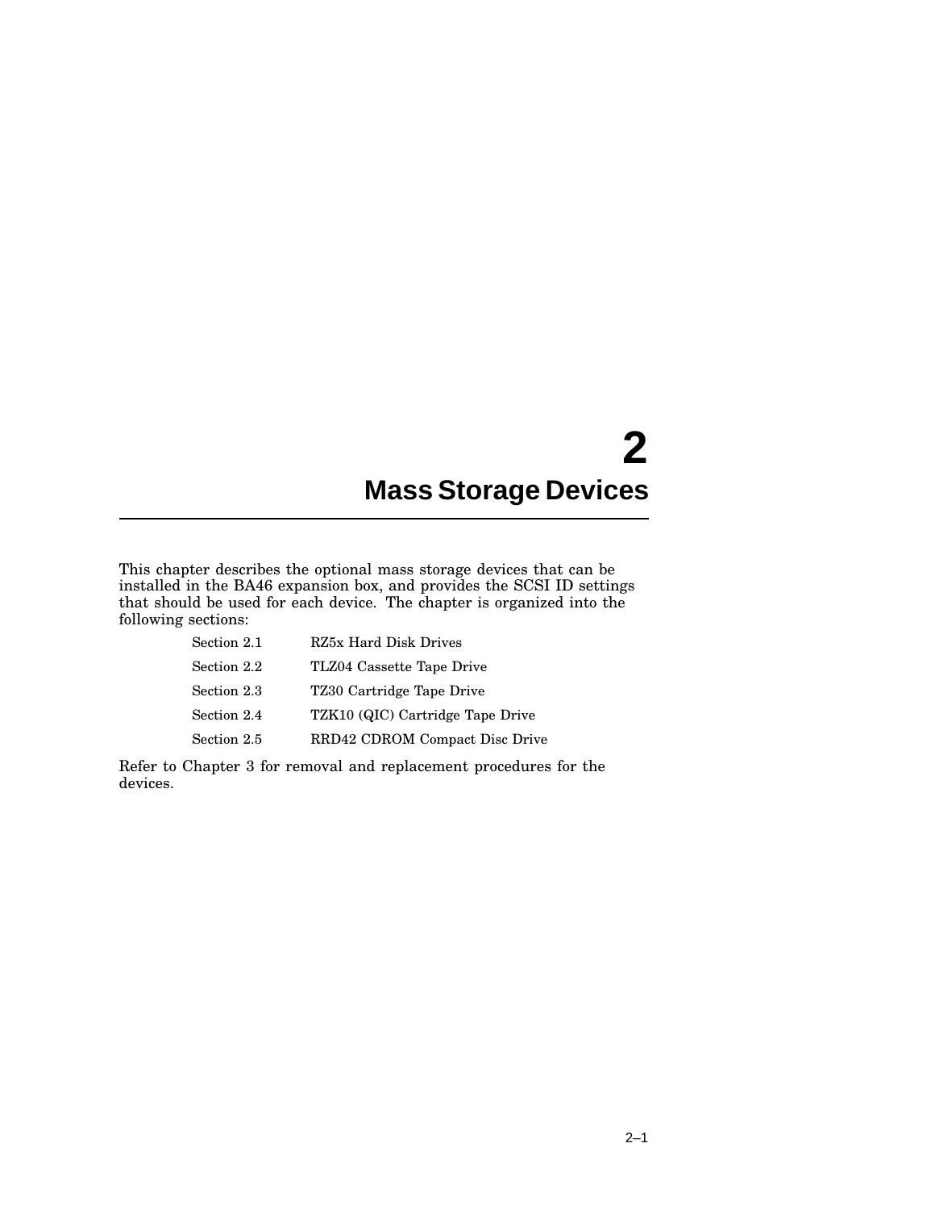# 2 Mass Storage Devices

This chapter describes the optional mass storage devices that can be installed in the BA46 expansion box, and provides the SCSI ID settings that should be used for each device. The chapter is organized into the following sections:

| | |
|---|---|
| Section 2.1 | RZ5x Hard Disk Drives |
| Section 2.2 | TLZ04 Cassette Tape Drive |
| Section 2.3 | TZ30 Cartridge Tape Drive |
| Section 2.4 | TZK10 (QIC) Cartridge Tape Drive |
| Section 2.5 | RRD42 CDROM Compact Disc Drive |

Refer to Chapter 3 for removal and replacement procedures for the devices.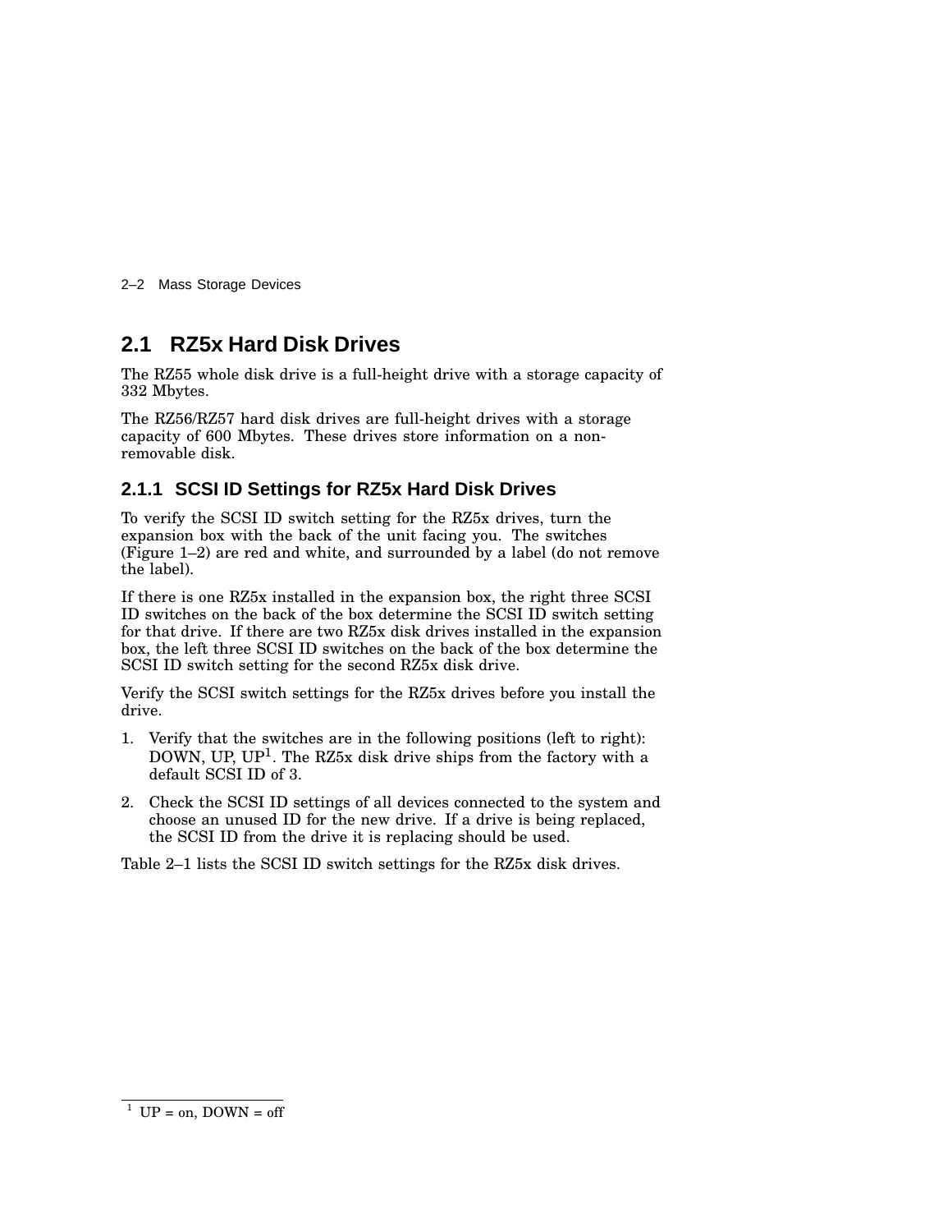## 2.1 RZ5x Hard Disk Drives

The RZ55 whole disk drive is a full-height drive with a storage capacity of 332 Mbytes.

The RZ56/RZ57 hard disk drives are full-height drives with a storage capacity of 600 Mbytes. These drives store information on a non-removable disk.

### 2.1.1 SCSI ID Settings for RZ5x Hard Disk Drives

To verify the SCSI ID switch setting for the RZ5x drives, turn the expansion box with the back of the unit facing you. The switches (Figure 1–2) are red and white, and surrounded by a label (do not remove the label).

If there is one RZ5x installed in the expansion box, the right three SCSI ID switches on the back of the box determine the SCSI ID switch setting for that drive. If there are two RZ5x disk drives installed in the expansion box, the left three SCSI ID switches on the back of the box determine the SCSI ID switch setting for the second RZ5x disk drive.

Verify the SCSI switch settings for the RZ5x drives before you install the drive.

1. Verify that the switches are in the following positions (left to right): DOWN, UP, UP[1]. The RZ5x disk drive ships from the factory with a default SCSI ID of 3.
2. Check the SCSI ID settings of all devices connected to the system and choose an unused ID for the new drive. If a drive is being replaced, the SCSI ID from the drive it is replacing should be used.

Table 2–1 lists the SCSI ID switch settings for the RZ5x disk drives.

---

[1] UP = on, DOWN = off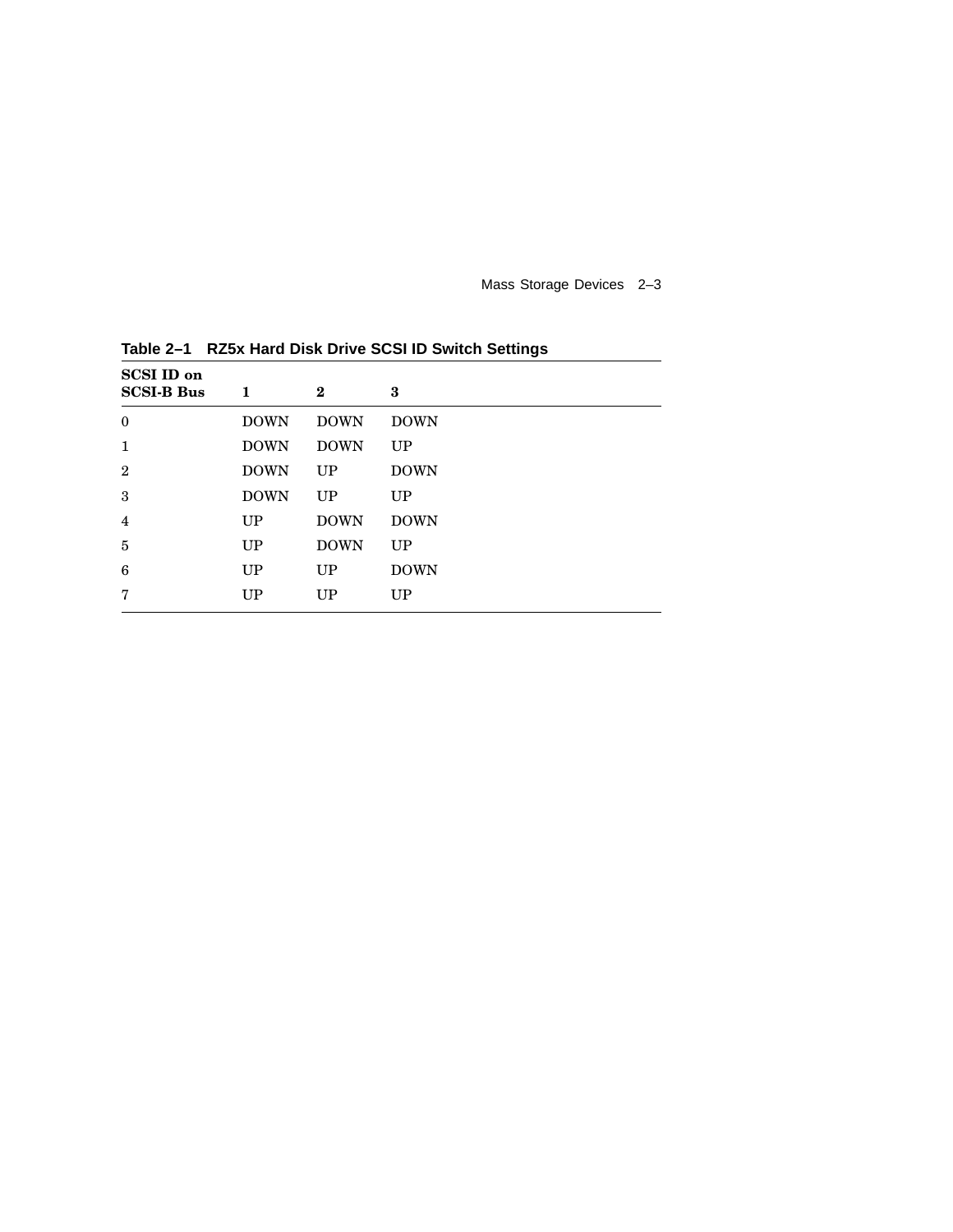**Table 2–1 RZ5x Hard Disk Drive SCSI ID Switch Settings**

| SCSI ID on SCSI-B Bus | 1 | 2 | 3 |
|---|---|---|---|
| 0 | DOWN | DOWN | DOWN |
| 1 | DOWN | DOWN | UP |
| 2 | DOWN | UP | DOWN |
| 3 | DOWN | UP | UP |
| 4 | UP | DOWN | DOWN |
| 5 | UP | DOWN | UP |
| 6 | UP | UP | DOWN |
| 7 | UP | UP | UP |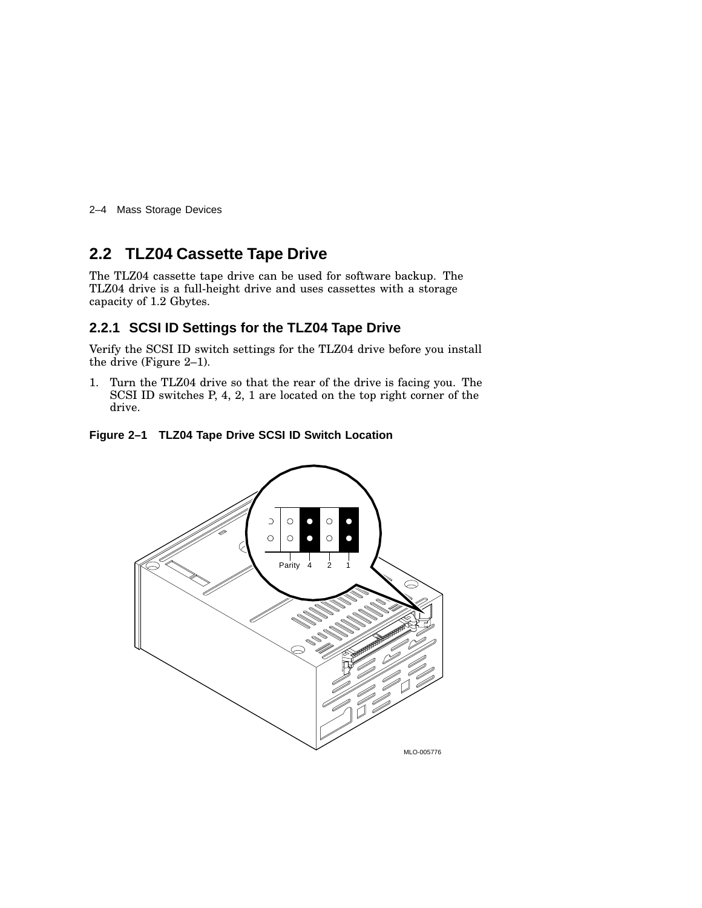## 2.2 TLZ04 Cassette Tape Drive

The TLZ04 cassette tape drive can be used for software backup. The TLZ04 drive is a full-height drive and uses cassettes with a storage capacity of 1.2 Gbytes.

### 2.2.1 SCSI ID Settings for the TLZ04 Tape Drive

Verify the SCSI ID switch settings for the TLZ04 drive before you install the drive (Figure 2–1).

1. Turn the TLZ04 drive so that the rear of the drive is facing you. The SCSI ID switches P, 4, 2, 1 are located on the top right corner of the drive.

**Figure 2–1 TLZ04 Tape Drive SCSI ID Switch Location**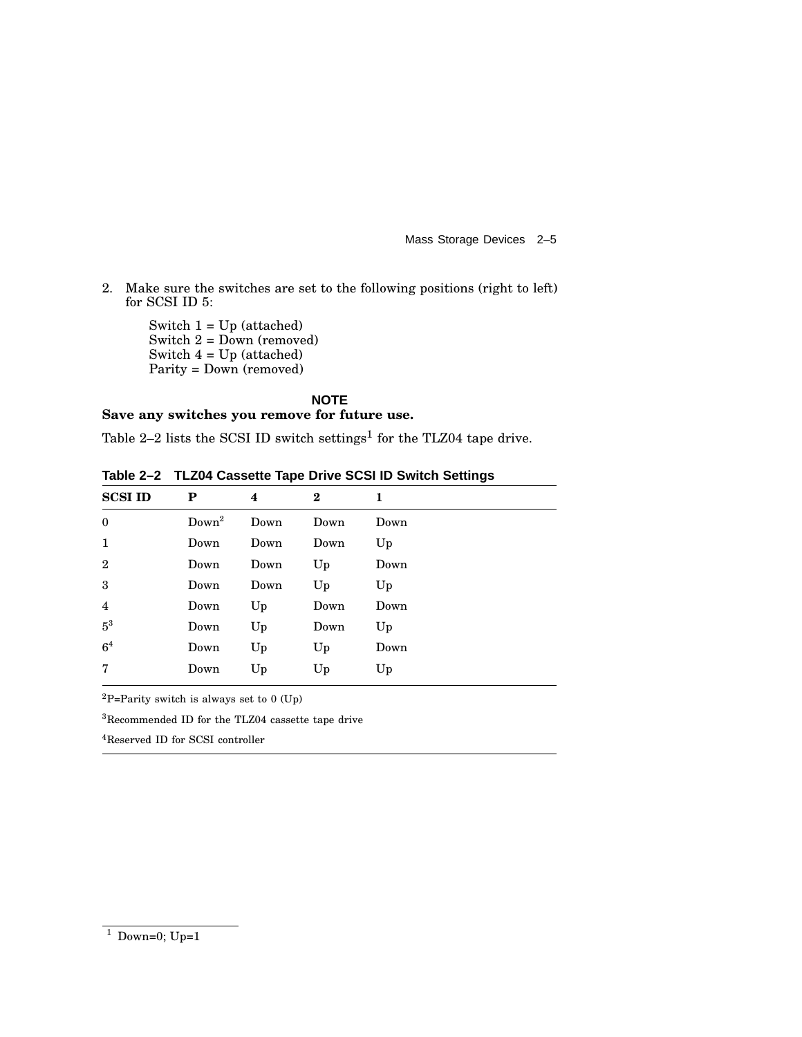2. Make sure the switches are set to the following positions (right to left) for SCSI ID 5:

   Switch 1 = Up (attached)
   Switch 2 = Down (removed)
   Switch 4 = Up (attached)
   Parity = Down (removed)

**NOTE**

**Save any switches you remove for future use.**

Table 2–2 lists the SCSI ID switch settings[1] for the TLZ04 tape drive.

**Table 2–2 TLZ04 Cassette Tape Drive SCSI ID Switch Settings**

| SCSI ID | P | 4 | 2 | 1 |
|---|---|---|---|---|
| 0 | Down[2] | Down | Down | Down |
| 1 | Down | Down | Down | Up |
| 2 | Down | Down | Up | Down |
| 3 | Down | Down | Up | Up |
| 4 | Down | Up | Down | Down |
| 5[3] | Down | Up | Down | Up |
| 6[4] | Down | Up | Up | Down |
| 7 | Down | Up | Up | Up |

[2]P=Parity switch is always set to 0 (Up)

[3]Recommended ID for the TLZ04 cassette tape drive

[4]Reserved ID for SCSI controller

[1] Down=0; Up=1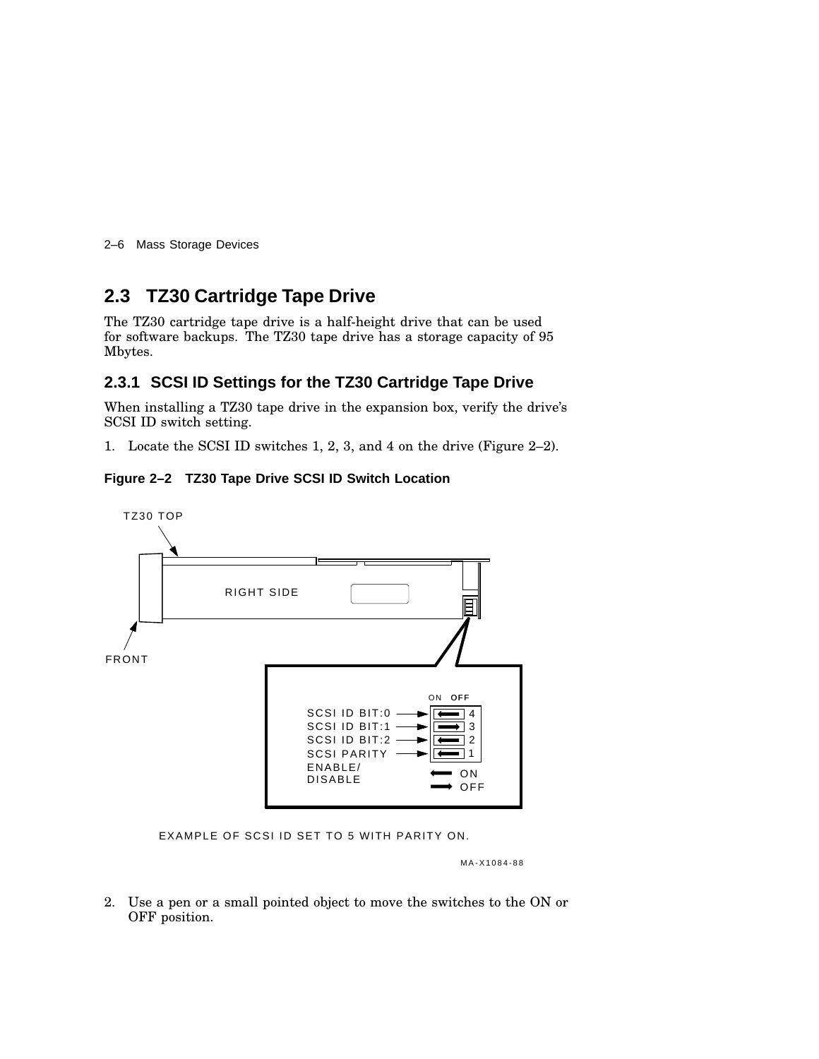## 2.3 TZ30 Cartridge Tape Drive

The TZ30 cartridge tape drive is a half-height drive that can be used for software backups. The TZ30 tape drive has a storage capacity of 95 Mbytes.

### 2.3.1 SCSI ID Settings for the TZ30 Cartridge Tape Drive

When installing a TZ30 tape drive in the expansion box, verify the drive's SCSI ID switch setting.

1. Locate the SCSI ID switches 1, 2, 3, and 4 on the drive (Figure 2–2).

**Figure 2–2 TZ30 Tape Drive SCSI ID Switch Location**

EXAMPLE OF SCSI ID SET TO 5 WITH PARITY ON.

MA-X1084-88

2. Use a pen or a small pointed object to move the switches to the ON or OFF position.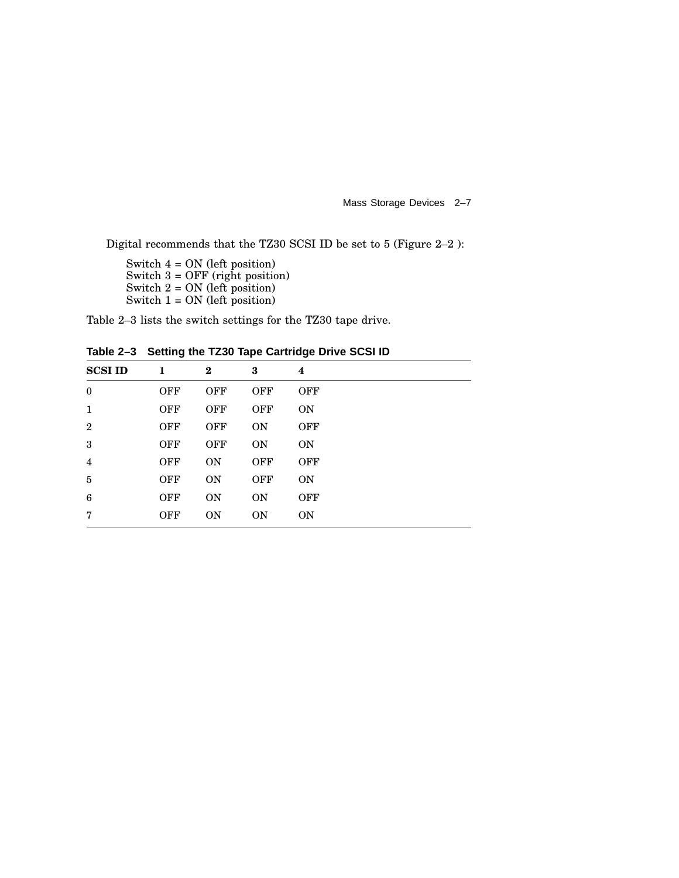Digital recommends that the TZ30 SCSI ID be set to 5 (Figure 2–2 ):

Switch 4 = ON (left position)
Switch 3 = OFF (right position)
Switch 2 = ON (left position)
Switch 1 = ON (left position)

Table 2–3 lists the switch settings for the TZ30 tape drive.

**Table 2–3 Setting the TZ30 Tape Cartridge Drive SCSI ID**

| SCSI ID | 1 | 2 | 3 | 4 |
|---|---|---|---|---|
| 0 | OFF | OFF | OFF | OFF |
| 1 | OFF | OFF | OFF | ON |
| 2 | OFF | OFF | ON | OFF |
| 3 | OFF | OFF | ON | ON |
| 4 | OFF | ON | OFF | OFF |
| 5 | OFF | ON | OFF | ON |
| 6 | OFF | ON | ON | OFF |
| 7 | OFF | ON | ON | ON |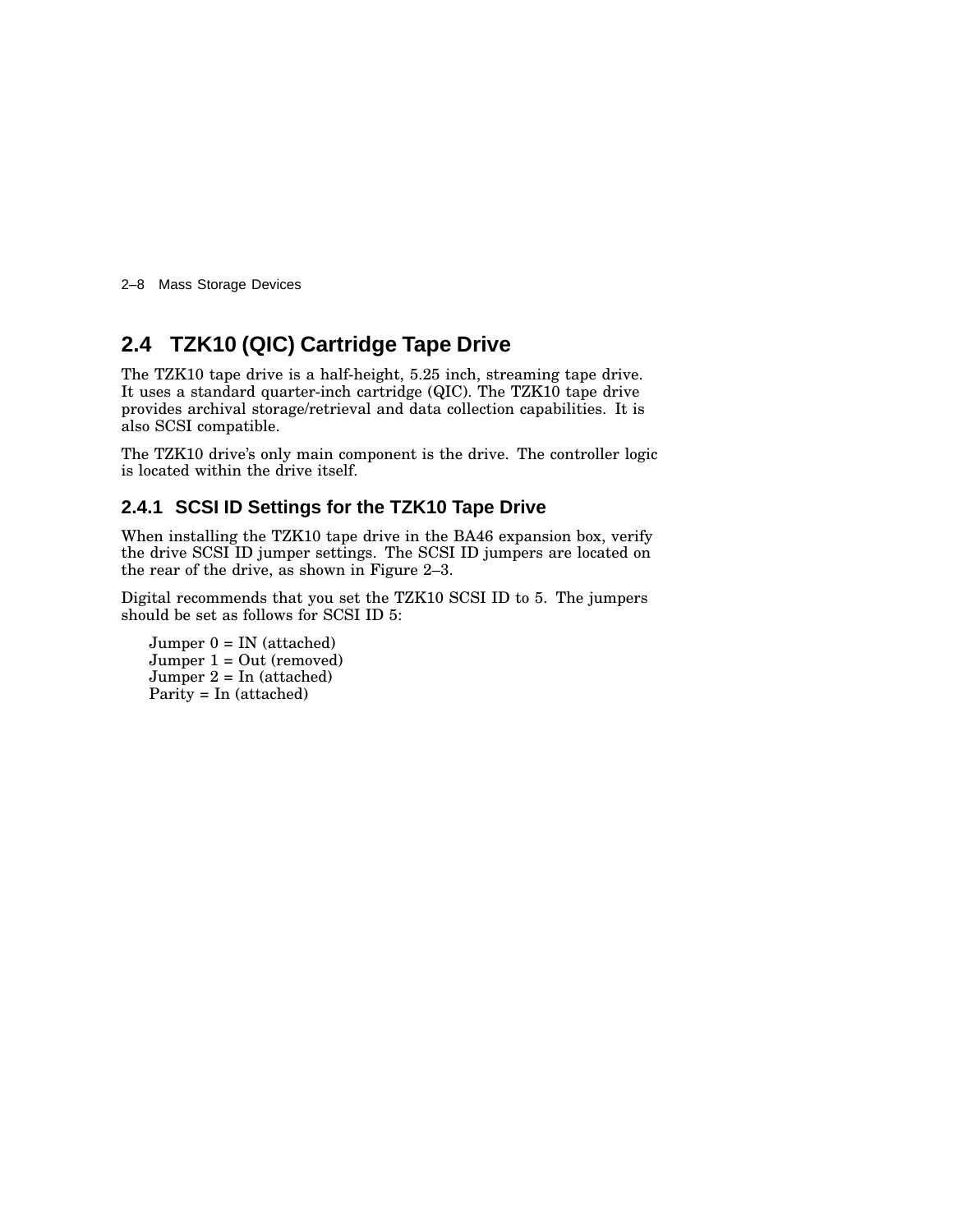## 2.4 TZK10 (QIC) Cartridge Tape Drive

The TZK10 tape drive is a half-height, 5.25 inch, streaming tape drive. It uses a standard quarter-inch cartridge (QIC). The TZK10 tape drive provides archival storage/retrieval and data collection capabilities. It is also SCSI compatible.

The TZK10 drive's only main component is the drive. The controller logic is located within the drive itself.

### 2.4.1 SCSI ID Settings for the TZK10 Tape Drive

When installing the TZK10 tape drive in the BA46 expansion box, verify the drive SCSI ID jumper settings. The SCSI ID jumpers are located on the rear of the drive, as shown in Figure 2–3.

Digital recommends that you set the TZK10 SCSI ID to 5. The jumpers should be set as follows for SCSI ID 5:

Jumper 0 = IN (attached)
Jumper 1 = Out (removed)
Jumper 2 = In (attached)
Parity = In (attached)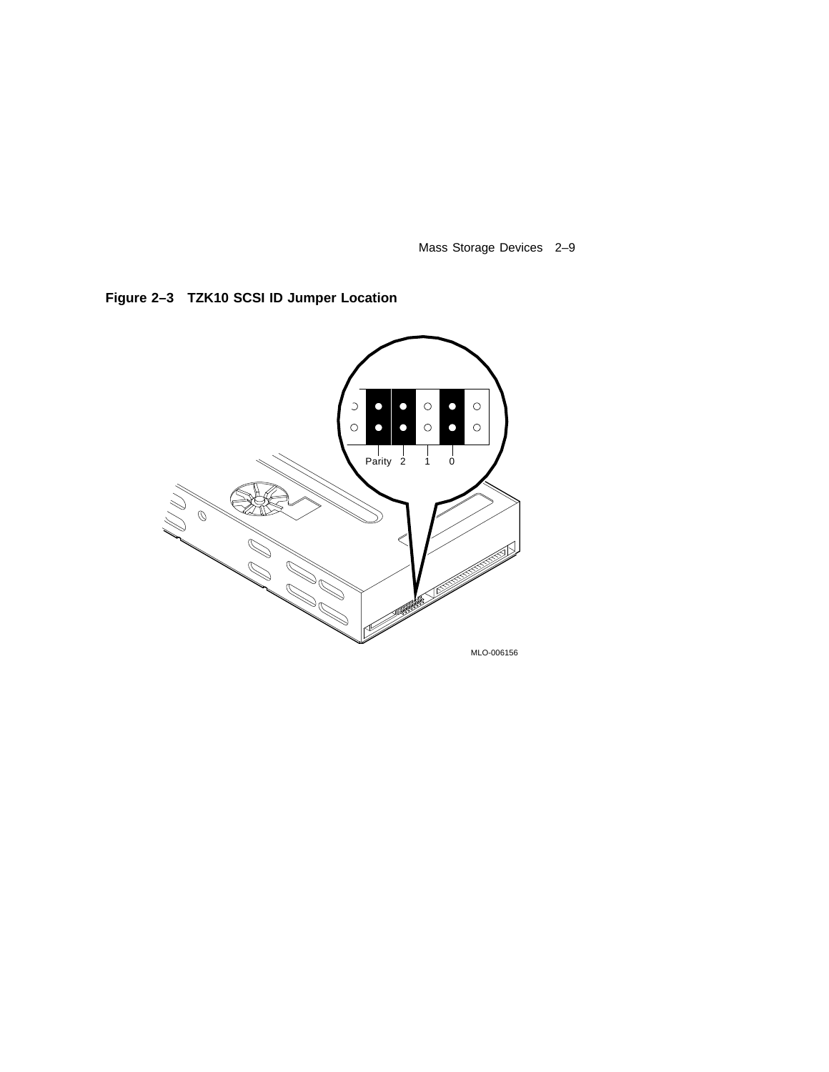**Figure 2–3 TZK10 SCSI ID Jumper Location**

MLO-006156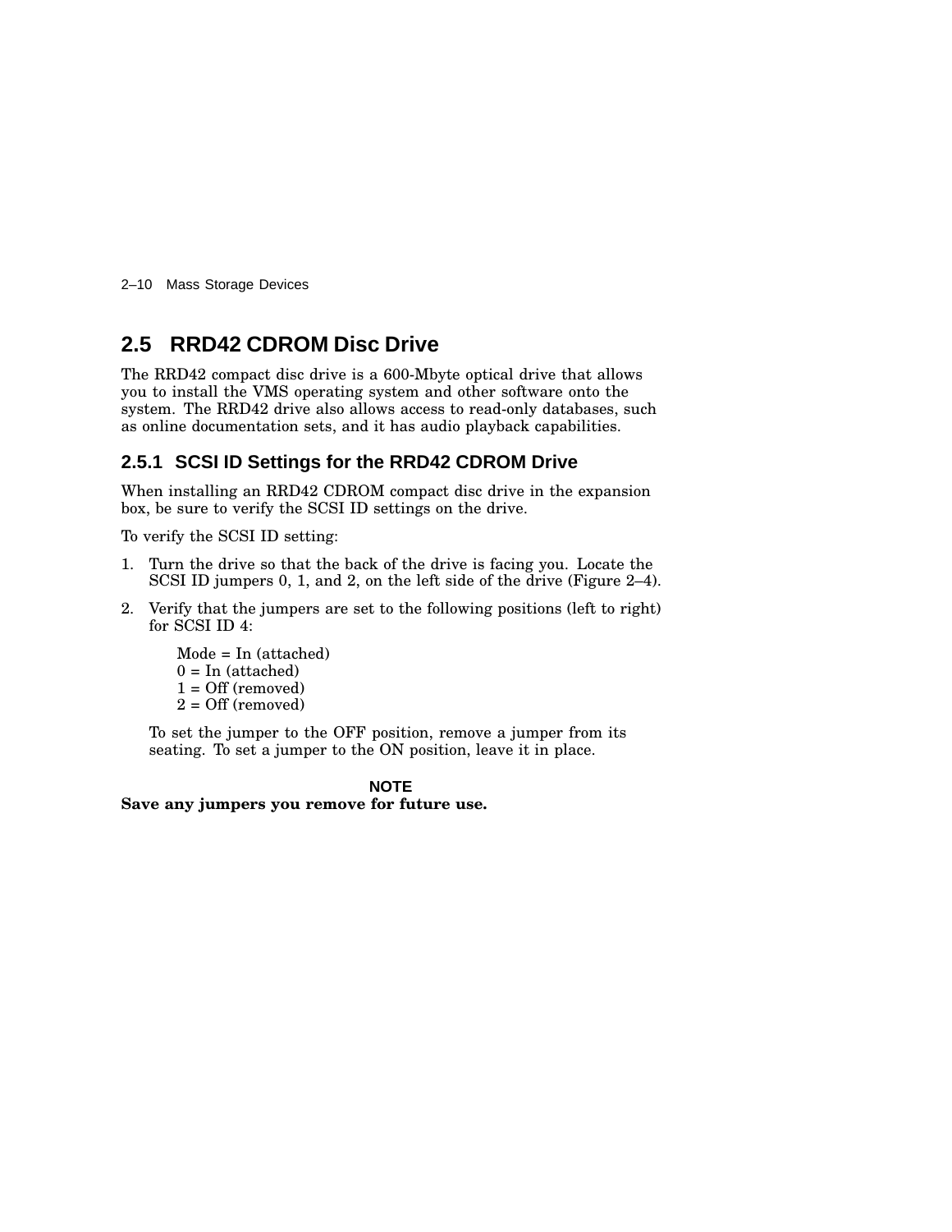## 2.5 RRD42 CDROM Disc Drive

The RRD42 compact disc drive is a 600-Mbyte optical drive that allows you to install the VMS operating system and other software onto the system. The RRD42 drive also allows access to read-only databases, such as online documentation sets, and it has audio playback capabilities.

### 2.5.1 SCSI ID Settings for the RRD42 CDROM Drive

When installing an RRD42 CDROM compact disc drive in the expansion box, be sure to verify the SCSI ID settings on the drive.

To verify the SCSI ID setting:

1. Turn the drive so that the back of the drive is facing you. Locate the SCSI ID jumpers 0, 1, and 2, on the left side of the drive (Figure 2–4).
2. Verify that the jumpers are set to the following positions (left to right) for SCSI ID 4:

   Mode = In (attached)
   0 = In (attached)
   1 = Off (removed)
   2 = Off (removed)

   To set the jumper to the OFF position, remove a jumper from its seating. To set a jumper to the ON position, leave it in place.

**NOTE**

**Save any jumpers you remove for future use.**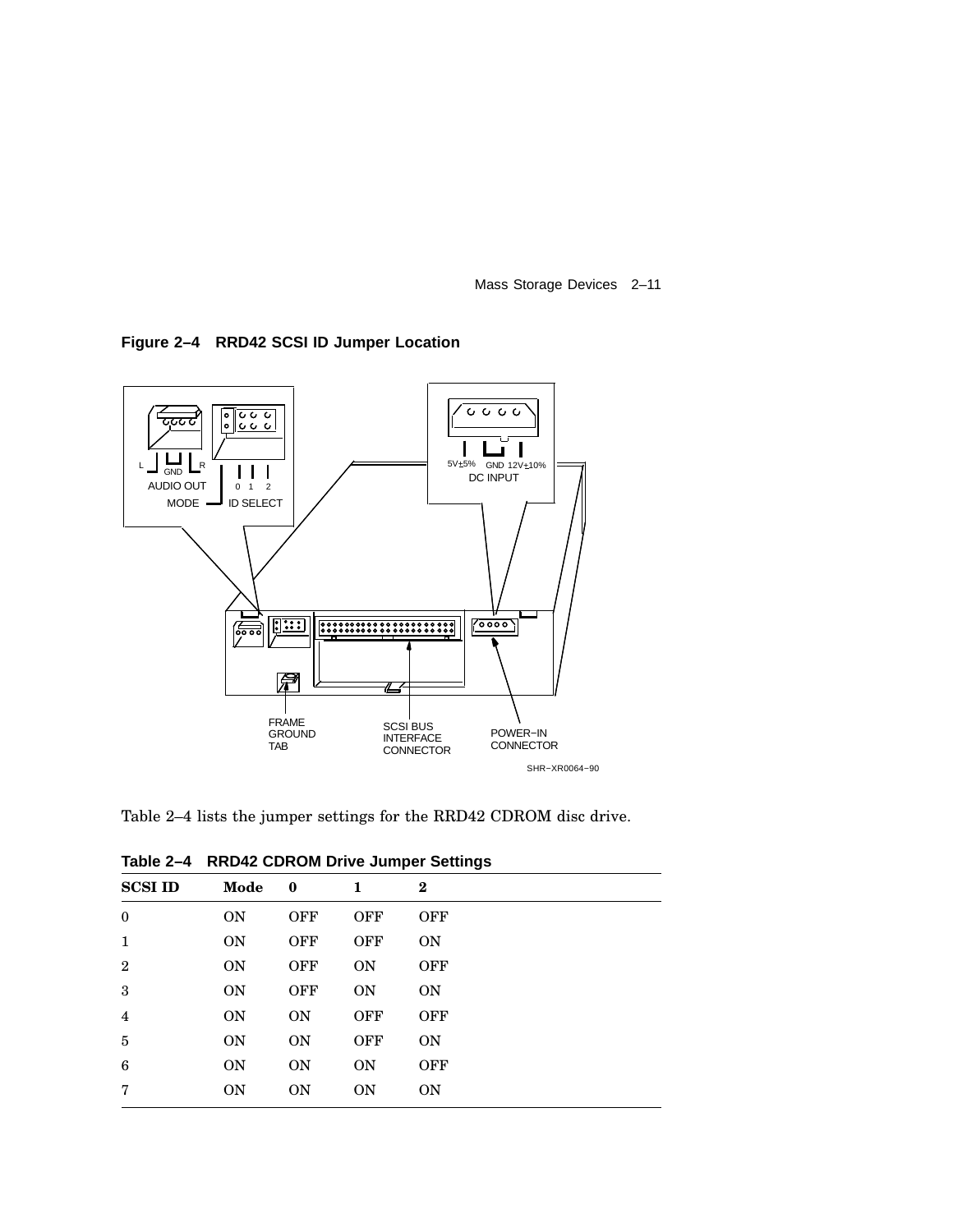**Figure 2–4 RRD42 SCSI ID Jumper Location**

Table 2–4 lists the jumper settings for the RRD42 CDROM disc drive.

**Table 2–4 RRD42 CDROM Drive Jumper Settings**

| SCSI ID | Mode | 0 | 1 | 2 |
|---|---|---|---|---|
| 0 | ON | OFF | OFF | OFF |
| 1 | ON | OFF | OFF | ON |
| 2 | ON | OFF | ON | OFF |
| 3 | ON | OFF | ON | ON |
| 4 | ON | ON | OFF | OFF |
| 5 | ON | ON | OFF | ON |
| 6 | ON | ON | ON | OFF |
| 7 | ON | ON | ON | ON |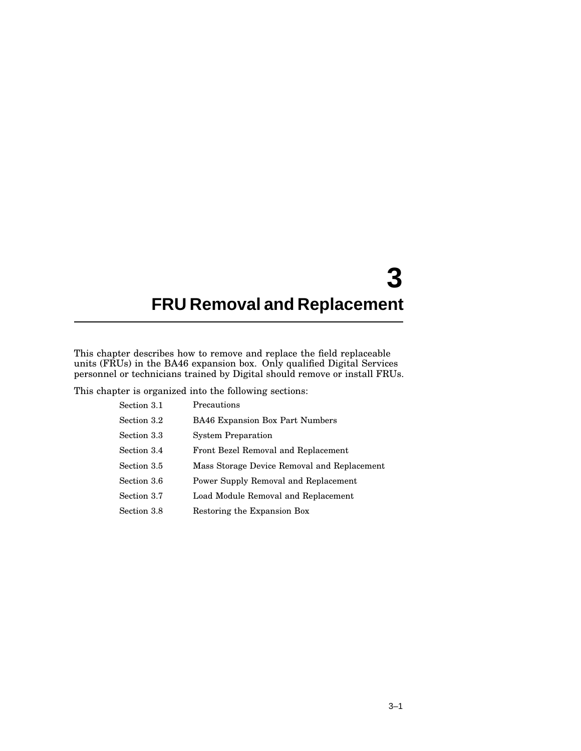# 3 FRU Removal and Replacement

This chapter describes how to remove and replace the field replaceable units (FRUs) in the BA46 expansion box. Only qualified Digital Services personnel or technicians trained by Digital should remove or install FRUs.

This chapter is organized into the following sections:

| | |
|---|---|
| Section 3.1 | Precautions |
| Section 3.2 | BA46 Expansion Box Part Numbers |
| Section 3.3 | System Preparation |
| Section 3.4 | Front Bezel Removal and Replacement |
| Section 3.5 | Mass Storage Device Removal and Replacement |
| Section 3.6 | Power Supply Removal and Replacement |
| Section 3.7 | Load Module Removal and Replacement |
| Section 3.8 | Restoring the Expansion Box |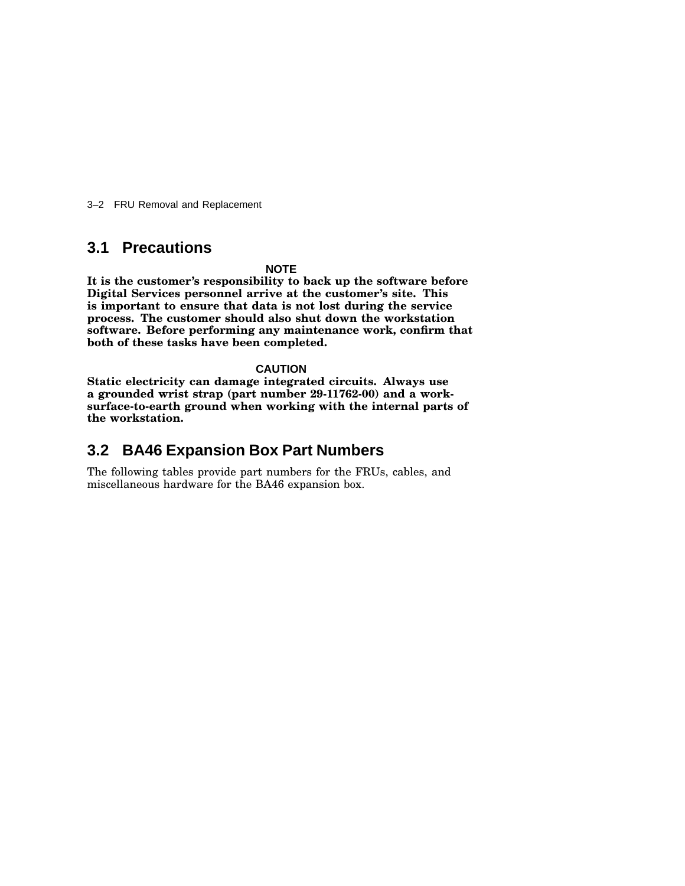## 3.1 Precautions

**NOTE**

**It is the customer's responsibility to back up the software before Digital Services personnel arrive at the customer's site. This is important to ensure that data is not lost during the service process. The customer should also shut down the workstation software. Before performing any maintenance work, confirm that both of these tasks have been completed.**

**CAUTION**

**Static electricity can damage integrated circuits. Always use a grounded wrist strap (part number 29-11762-00) and a work-surface-to-earth ground when working with the internal parts of the workstation.**

## 3.2 BA46 Expansion Box Part Numbers

The following tables provide part numbers for the FRUs, cables, and miscellaneous hardware for the BA46 expansion box.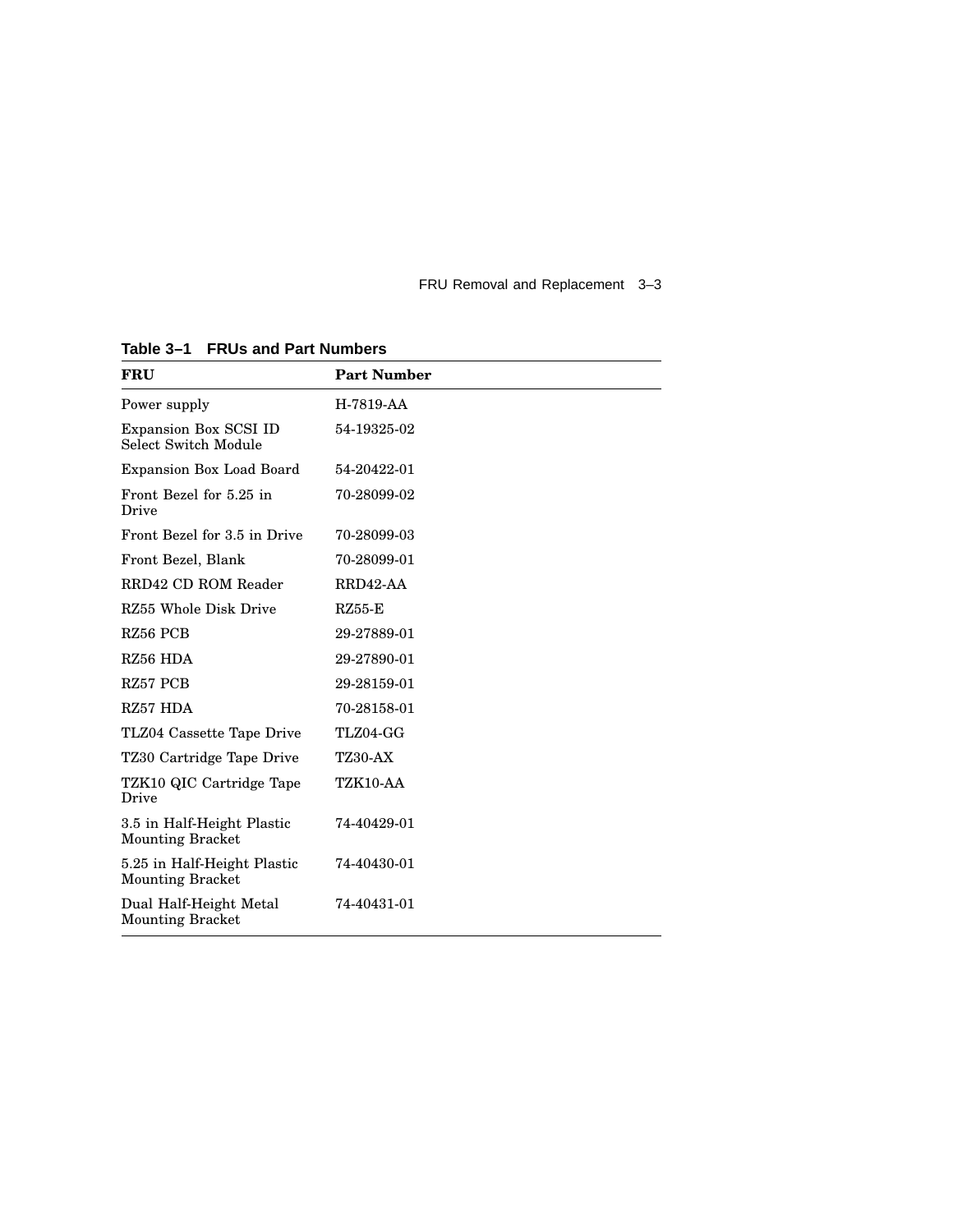**Table 3–1 FRUs and Part Numbers**

| FRU | Part Number |
|---|---|
| Power supply | H-7819-AA |
| Expansion Box SCSI ID Select Switch Module | 54-19325-02 |
| Expansion Box Load Board | 54-20422-01 |
| Front Bezel for 5.25 in Drive | 70-28099-02 |
| Front Bezel for 3.5 in Drive | 70-28099-03 |
| Front Bezel, Blank | 70-28099-01 |
| RRD42 CD ROM Reader | RRD42-AA |
| RZ55 Whole Disk Drive | RZ55-E |
| RZ56 PCB | 29-27889-01 |
| RZ56 HDA | 29-27890-01 |
| RZ57 PCB | 29-28159-01 |
| RZ57 HDA | 70-28158-01 |
| TLZ04 Cassette Tape Drive | TLZ04-GG |
| TZ30 Cartridge Tape Drive | TZ30-AX |
| TZK10 QIC Cartridge Tape Drive | TZK10-AA |
| 3.5 in Half-Height Plastic Mounting Bracket | 74-40429-01 |
| 5.25 in Half-Height Plastic Mounting Bracket | 74-40430-01 |
| Dual Half-Height Metal Mounting Bracket | 74-40431-01 |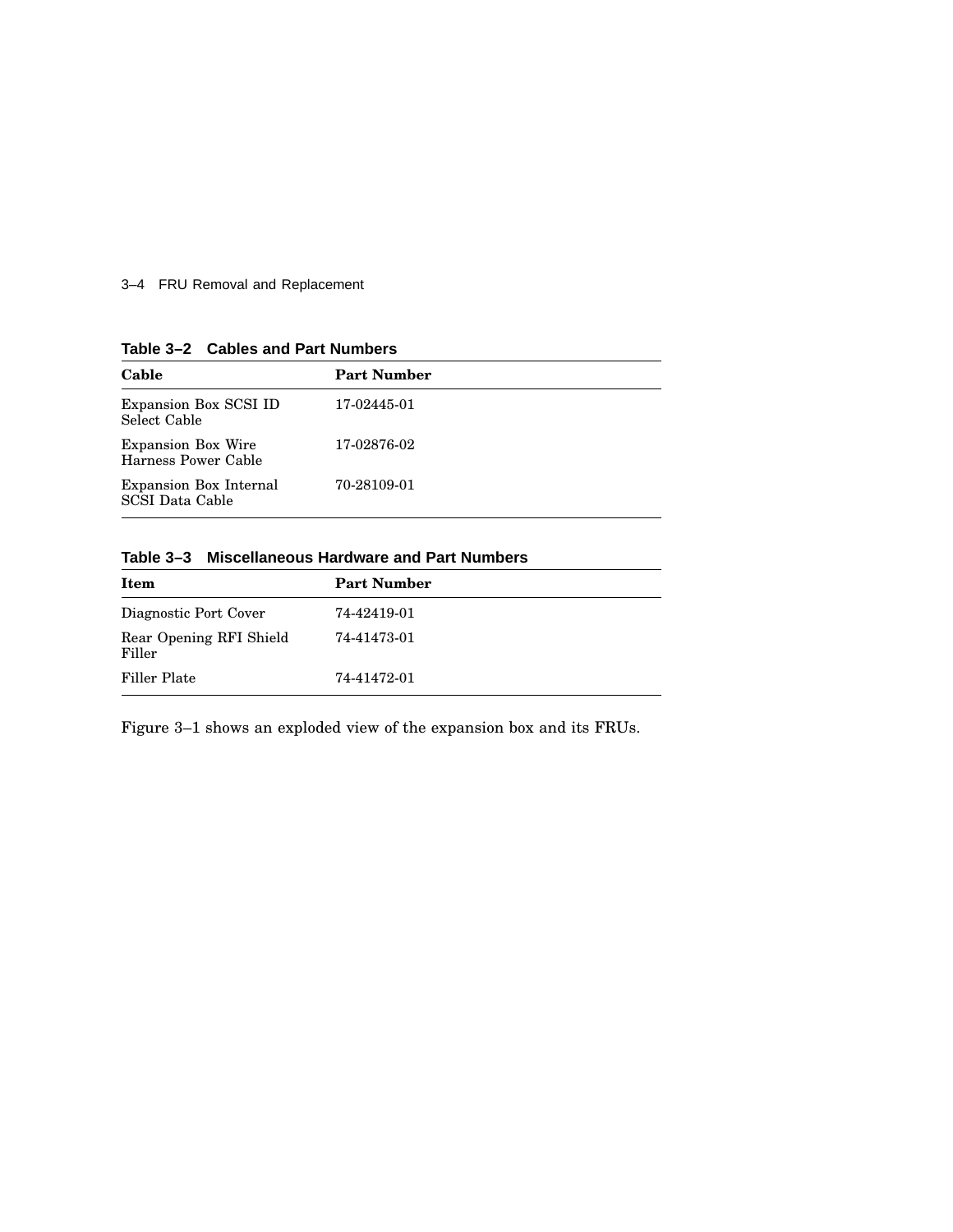**Table 3–2 Cables and Part Numbers**

| Cable | Part Number |
|---|---|
| Expansion Box SCSI ID Select Cable | 17-02445-01 |
| Expansion Box Wire Harness Power Cable | 17-02876-02 |
| Expansion Box Internal SCSI Data Cable | 70-28109-01 |

**Table 3–3 Miscellaneous Hardware and Part Numbers**

| Item | Part Number |
|---|---|
| Diagnostic Port Cover | 74-42419-01 |
| Rear Opening RFI Shield Filler | 74-41473-01 |
| Filler Plate | 74-41472-01 |

Figure 3–1 shows an exploded view of the expansion box and its FRUs.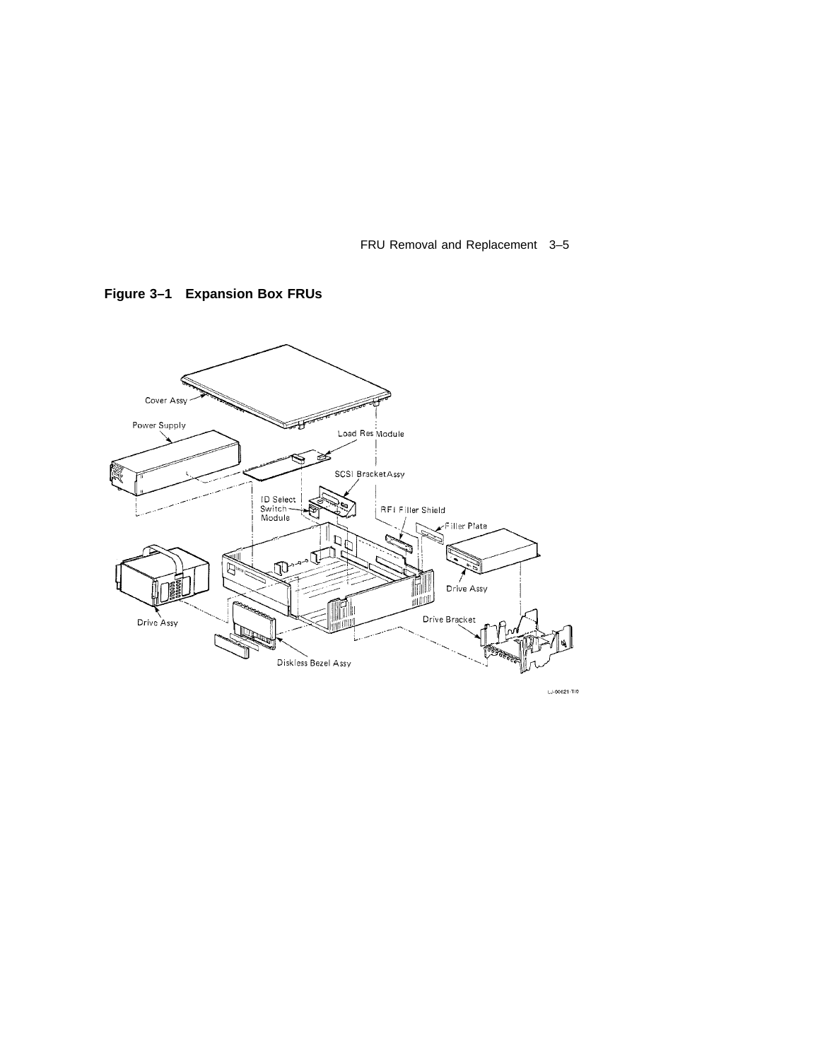**Figure 3–1 Expansion Box FRUs**

Cover Assy

Power Supply

Load Res Module

SCSI Bracket Assy

ID Select Switch Module

RFI Filler Shield

Filler Plate

Drive Assy

Drive Assy

Drive Bracket

Diskless Bezel Assy

LJ-00621-TI0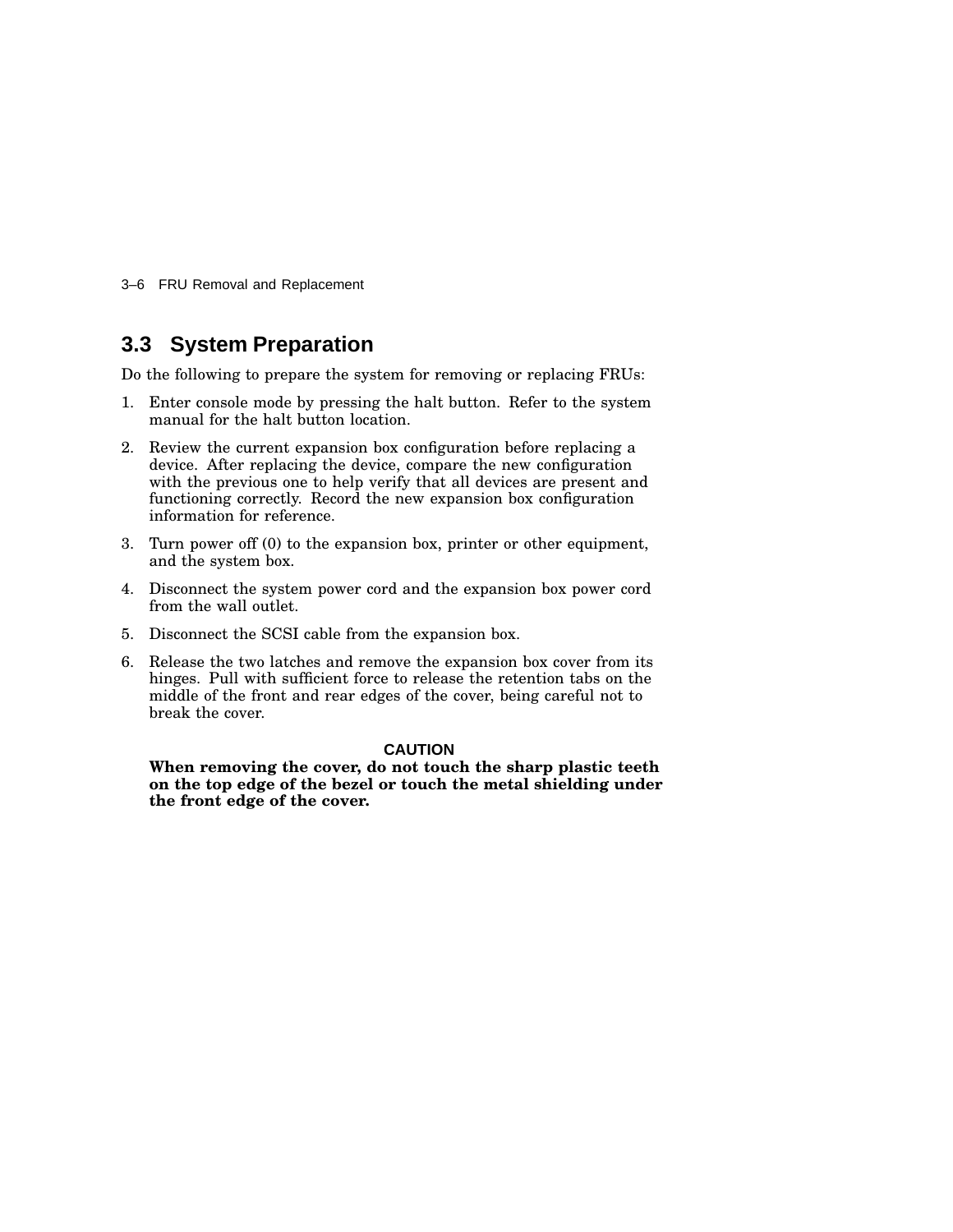## 3.3 System Preparation

Do the following to prepare the system for removing or replacing FRUs:

1. Enter console mode by pressing the halt button. Refer to the system manual for the halt button location.
2. Review the current expansion box configuration before replacing a device. After replacing the device, compare the new configuration with the previous one to help verify that all devices are present and functioning correctly. Record the new expansion box configuration information for reference.
3. Turn power off (0) to the expansion box, printer or other equipment, and the system box.
4. Disconnect the system power cord and the expansion box power cord from the wall outlet.
5. Disconnect the SCSI cable from the expansion box.
6. Release the two latches and remove the expansion box cover from its hinges. Pull with sufficient force to release the retention tabs on the middle of the front and rear edges of the cover, being careful not to break the cover.

   **CAUTION**

   **When removing the cover, do not touch the sharp plastic teeth on the top edge of the bezel or touch the metal shielding under the front edge of the cover.**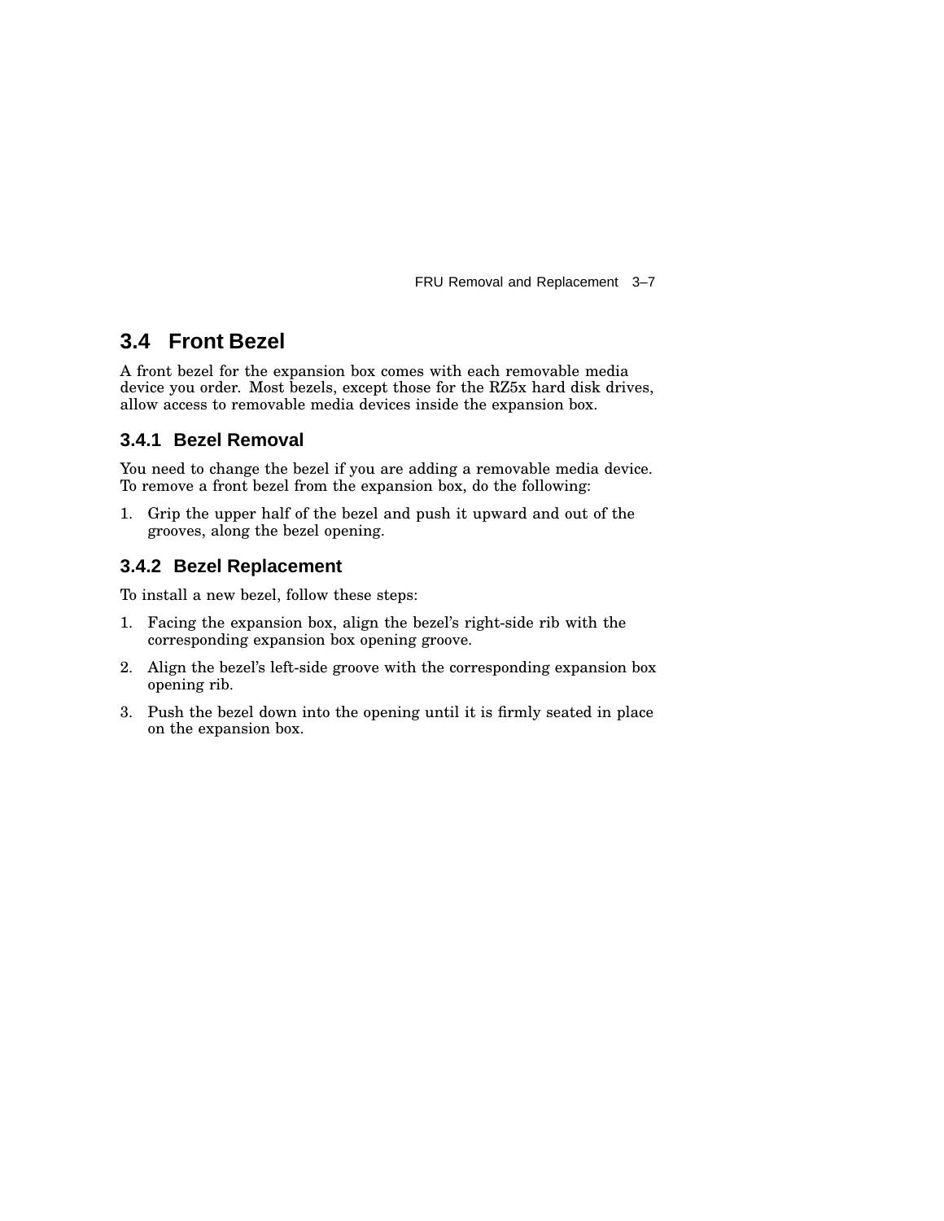## 3.4 Front Bezel

A front bezel for the expansion box comes with each removable media device you order. Most bezels, except those for the RZ5x hard disk drives, allow access to removable media devices inside the expansion box.

### 3.4.1 Bezel Removal

You need to change the bezel if you are adding a removable media device. To remove a front bezel from the expansion box, do the following:

1. Grip the upper half of the bezel and push it upward and out of the grooves, along the bezel opening.

### 3.4.2 Bezel Replacement

To install a new bezel, follow these steps:

1. Facing the expansion box, align the bezel's right-side rib with the corresponding expansion box opening groove.
2. Align the bezel's left-side groove with the corresponding expansion box opening rib.
3. Push the bezel down into the opening until it is firmly seated in place on the expansion box.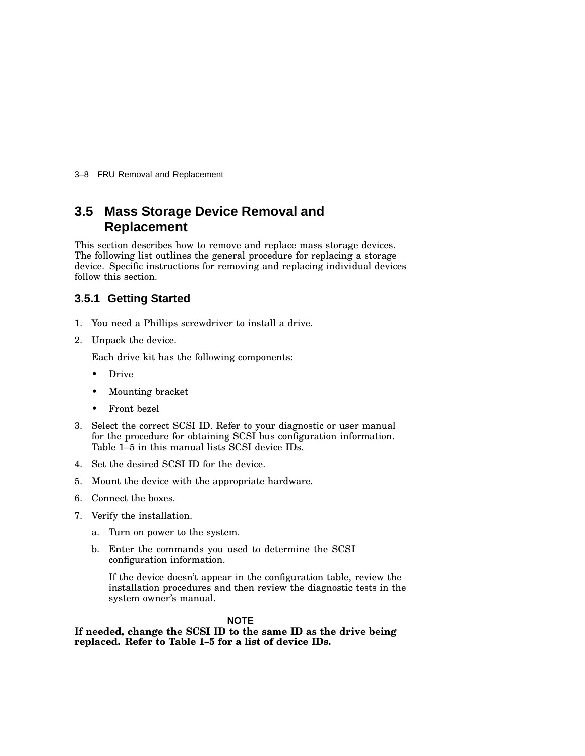## 3.5 Mass Storage Device Removal and Replacement

This section describes how to remove and replace mass storage devices. The following list outlines the general procedure for replacing a storage device. Specific instructions for removing and replacing individual devices follow this section.

### 3.5.1 Getting Started

1. You need a Phillips screwdriver to install a drive.
2. Unpack the device.

   Each drive kit has the following components:

   - Drive
   - Mounting bracket
   - Front bezel
3. Select the correct SCSI ID. Refer to your diagnostic or user manual for the procedure for obtaining SCSI bus configuration information. Table 1–5 in this manual lists SCSI device IDs.
4. Set the desired SCSI ID for the device.
5. Mount the device with the appropriate hardware.
6. Connect the boxes.
7. Verify the installation.
   a. Turn on power to the system.
   b. Enter the commands you used to determine the SCSI configuration information.

      If the device doesn't appear in the configuration table, review the installation procedures and then review the diagnostic tests in the system owner's manual.

**NOTE**

**If needed, change the SCSI ID to the same ID as the drive being replaced. Refer to Table 1–5 for a list of device IDs.**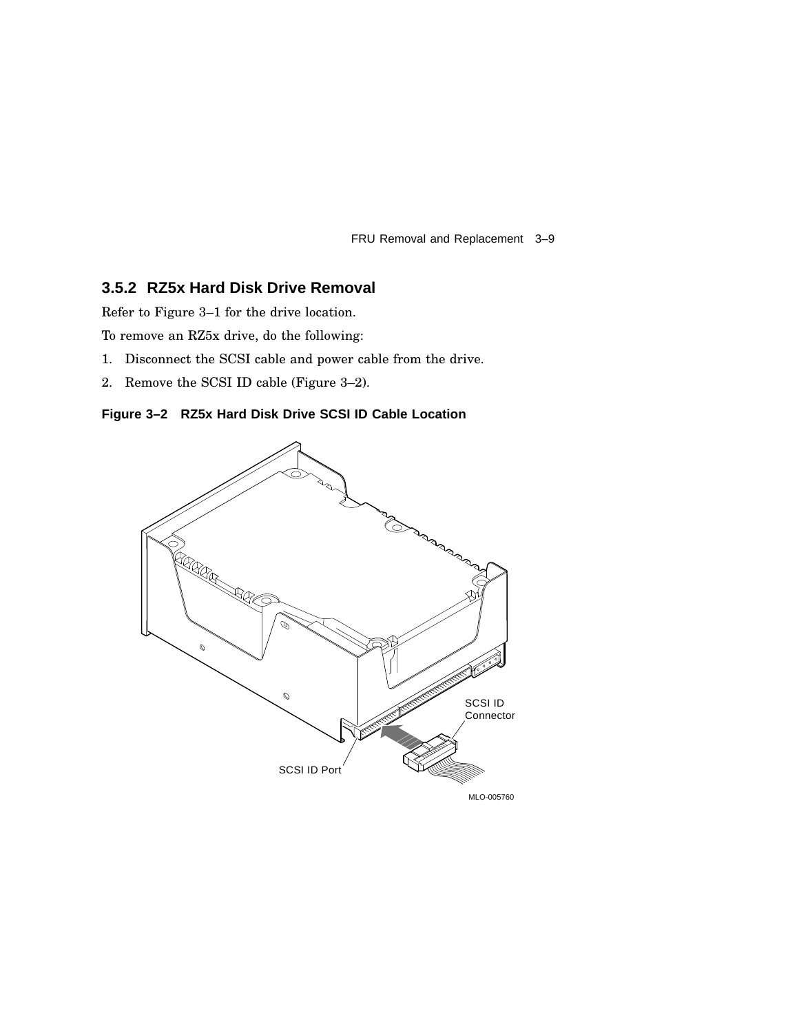### 3.5.2 RZ5x Hard Disk Drive Removal

Refer to Figure 3–1 for the drive location.

To remove an RZ5x drive, do the following:

1. Disconnect the SCSI cable and power cable from the drive.
2. Remove the SCSI ID cable (Figure 3–2).

**Figure 3–2 RZ5x Hard Disk Drive SCSI ID Cable Location**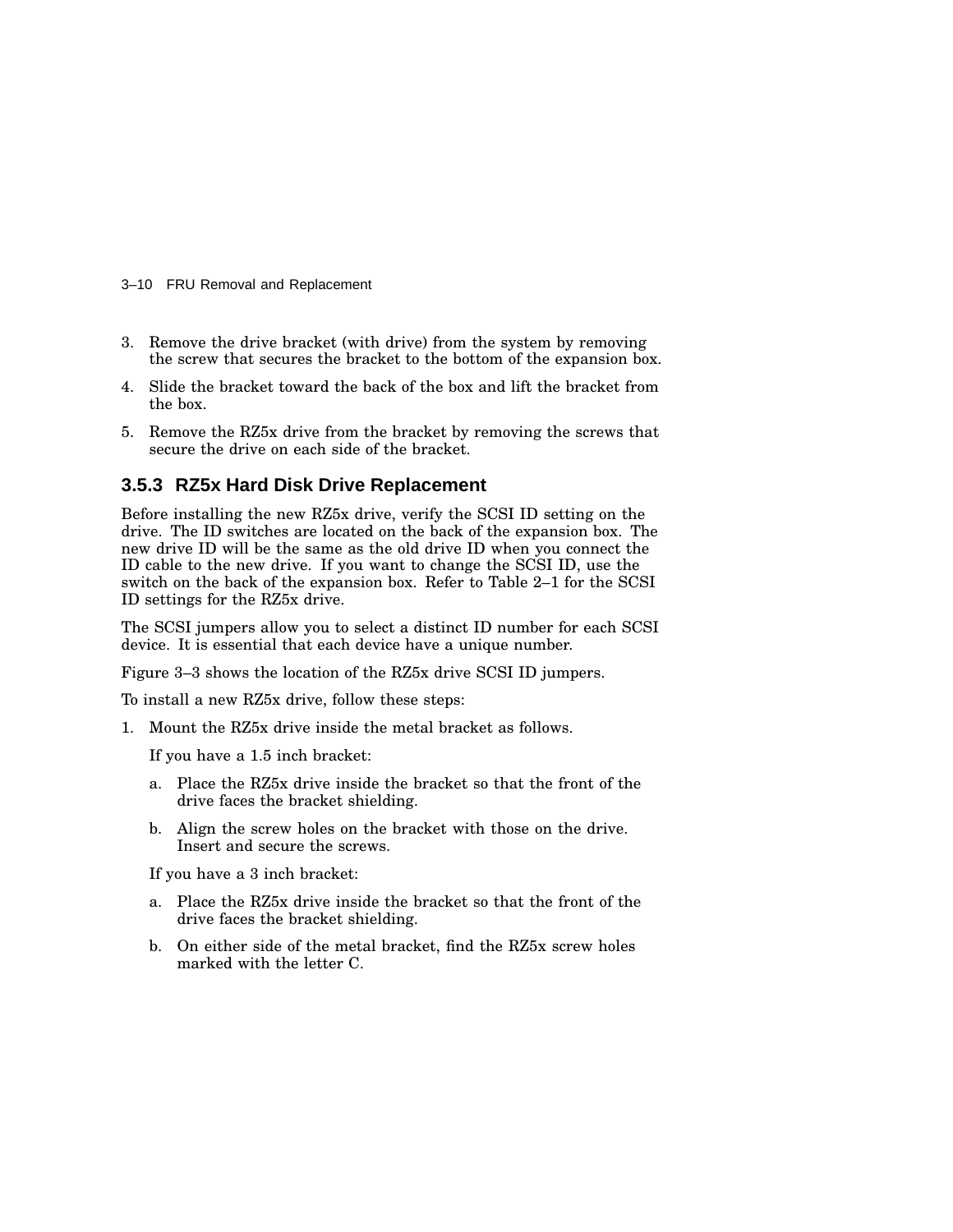3. Remove the drive bracket (with drive) from the system by removing the screw that secures the bracket to the bottom of the expansion box.
4. Slide the bracket toward the back of the box and lift the bracket from the box.
5. Remove the RZ5x drive from the bracket by removing the screws that secure the drive on each side of the bracket.

### 3.5.3 RZ5x Hard Disk Drive Replacement

Before installing the new RZ5x drive, verify the SCSI ID setting on the drive. The ID switches are located on the back of the expansion box. The new drive ID will be the same as the old drive ID when you connect the ID cable to the new drive. If you want to change the SCSI ID, use the switch on the back of the expansion box. Refer to Table 2–1 for the SCSI ID settings for the RZ5x drive.

The SCSI jumpers allow you to select a distinct ID number for each SCSI device. It is essential that each device have a unique number.

Figure 3–3 shows the location of the RZ5x drive SCSI ID jumpers.

To install a new RZ5x drive, follow these steps:

1. Mount the RZ5x drive inside the metal bracket as follows.

   If you have a 1.5 inch bracket:

   a. Place the RZ5x drive inside the bracket so that the front of the drive faces the bracket shielding.
   b. Align the screw holes on the bracket with those on the drive. Insert and secure the screws.

   If you have a 3 inch bracket:

   a. Place the RZ5x drive inside the bracket so that the front of the drive faces the bracket shielding.
   b. On either side of the metal bracket, find the RZ5x screw holes marked with the letter C.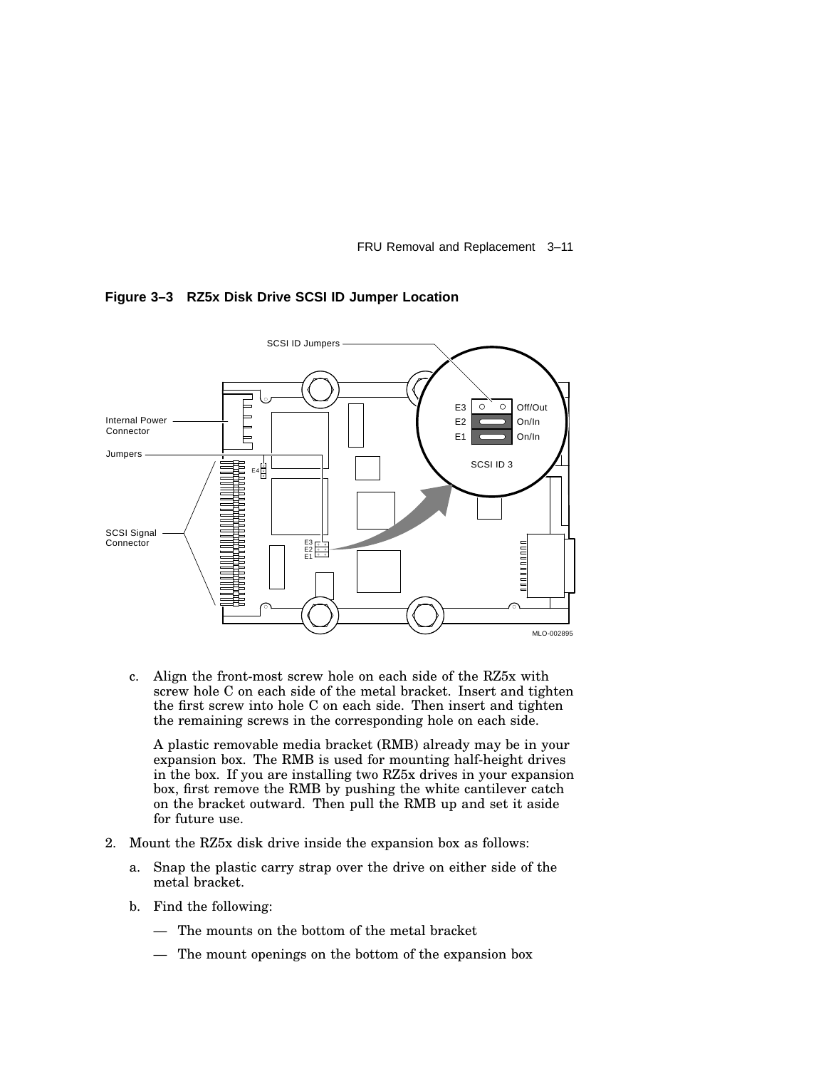**Figure 3–3 RZ5x Disk Drive SCSI ID Jumper Location**

c. Align the front-most screw hole on each side of the RZ5x with screw hole C on each side of the metal bracket. Insert and tighten the first screw into hole C on each side. Then insert and tighten the remaining screws in the corresponding hole on each side.

   A plastic removable media bracket (RMB) already may be in your expansion box. The RMB is used for mounting half-height drives in the box. If you are installing two RZ5x drives in your expansion box, first remove the RMB by pushing the white cantilever catch on the bracket outward. Then pull the RMB up and set it aside for future use.

2. Mount the RZ5x disk drive inside the expansion box as follows:

   a. Snap the plastic carry strap over the drive on either side of the metal bracket.

   b. Find the following:

      — The mounts on the bottom of the metal bracket

      — The mount openings on the bottom of the expansion box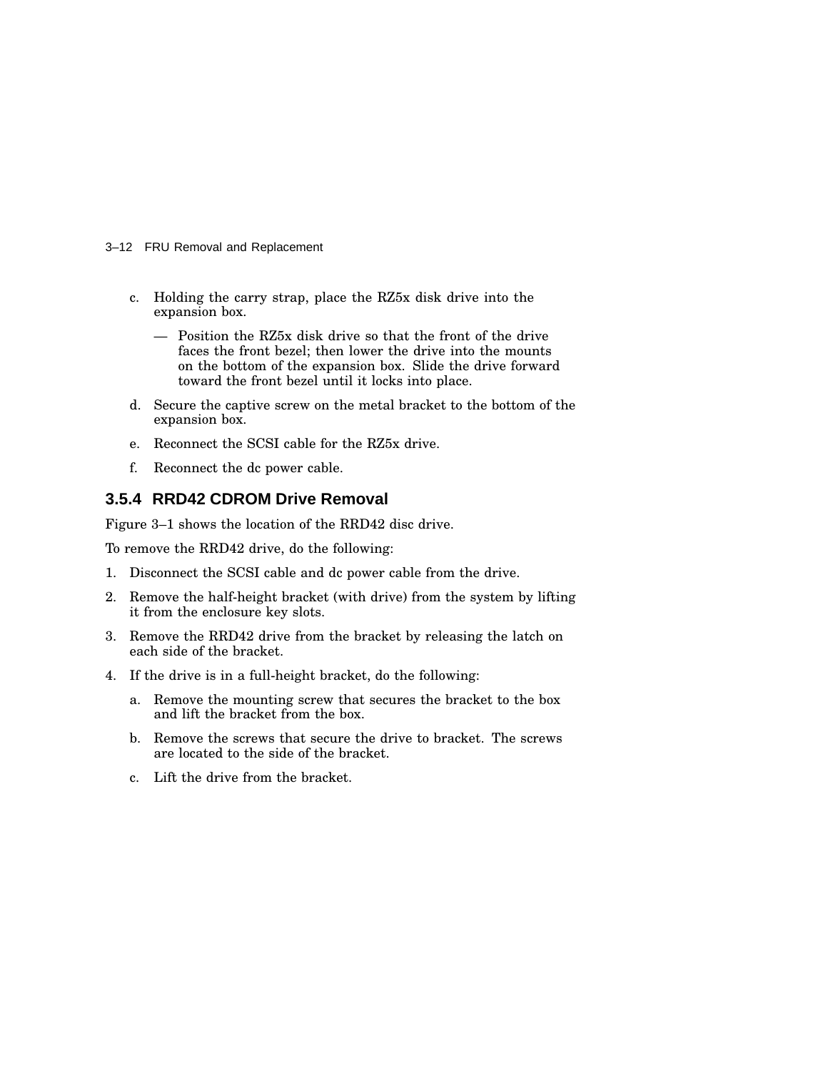c. Holding the carry strap, place the RZ5x disk drive into the expansion box.

   — Position the RZ5x disk drive so that the front of the drive faces the front bezel; then lower the drive into the mounts on the bottom of the expansion box. Slide the drive forward toward the front bezel until it locks into place.

d. Secure the captive screw on the metal bracket to the bottom of the expansion box.

e. Reconnect the SCSI cable for the RZ5x drive.

f. Reconnect the dc power cable.

### 3.5.4 RRD42 CDROM Drive Removal

Figure 3–1 shows the location of the RRD42 disc drive.

To remove the RRD42 drive, do the following:

1. Disconnect the SCSI cable and dc power cable from the drive.
2. Remove the half-height bracket (with drive) from the system by lifting it from the enclosure key slots.
3. Remove the RRD42 drive from the bracket by releasing the latch on each side of the bracket.
4. If the drive is in a full-height bracket, do the following:
   a. Remove the mounting screw that secures the bracket to the box and lift the bracket from the box.
   b. Remove the screws that secure the drive to bracket. The screws are located to the side of the bracket.
   c. Lift the drive from the bracket.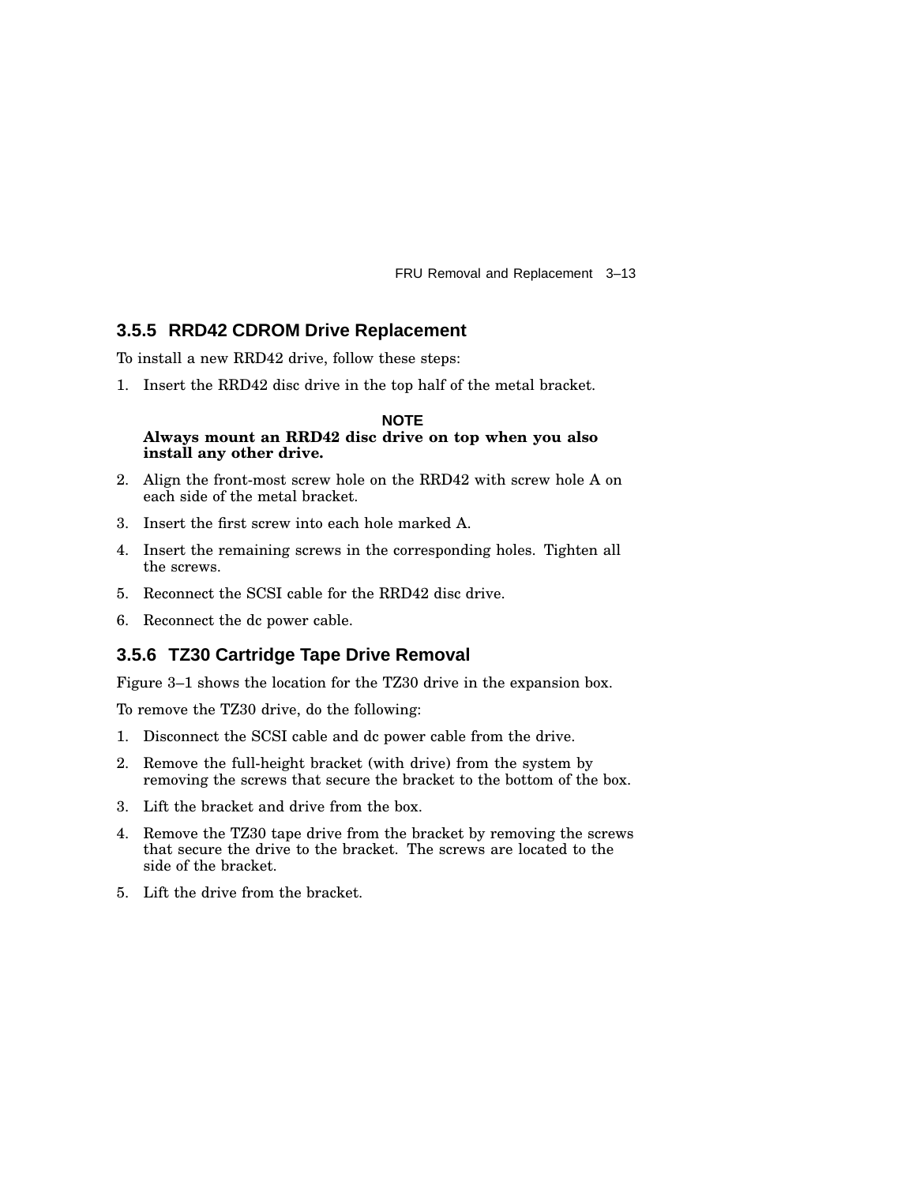### 3.5.5 RRD42 CDROM Drive Replacement

To install a new RRD42 drive, follow these steps:

1. Insert the RRD42 disc drive in the top half of the metal bracket.

**NOTE**

**Always mount an RRD42 disc drive on top when you also install any other drive.**

2. Align the front-most screw hole on the RRD42 with screw hole A on each side of the metal bracket.
3. Insert the first screw into each hole marked A.
4. Insert the remaining screws in the corresponding holes. Tighten all the screws.
5. Reconnect the SCSI cable for the RRD42 disc drive.
6. Reconnect the dc power cable.

### 3.5.6 TZ30 Cartridge Tape Drive Removal

Figure 3–1 shows the location for the TZ30 drive in the expansion box.

To remove the TZ30 drive, do the following:

1. Disconnect the SCSI cable and dc power cable from the drive.
2. Remove the full-height bracket (with drive) from the system by removing the screws that secure the bracket to the bottom of the box.
3. Lift the bracket and drive from the box.
4. Remove the TZ30 tape drive from the bracket by removing the screws that secure the drive to the bracket. The screws are located to the side of the bracket.
5. Lift the drive from the bracket.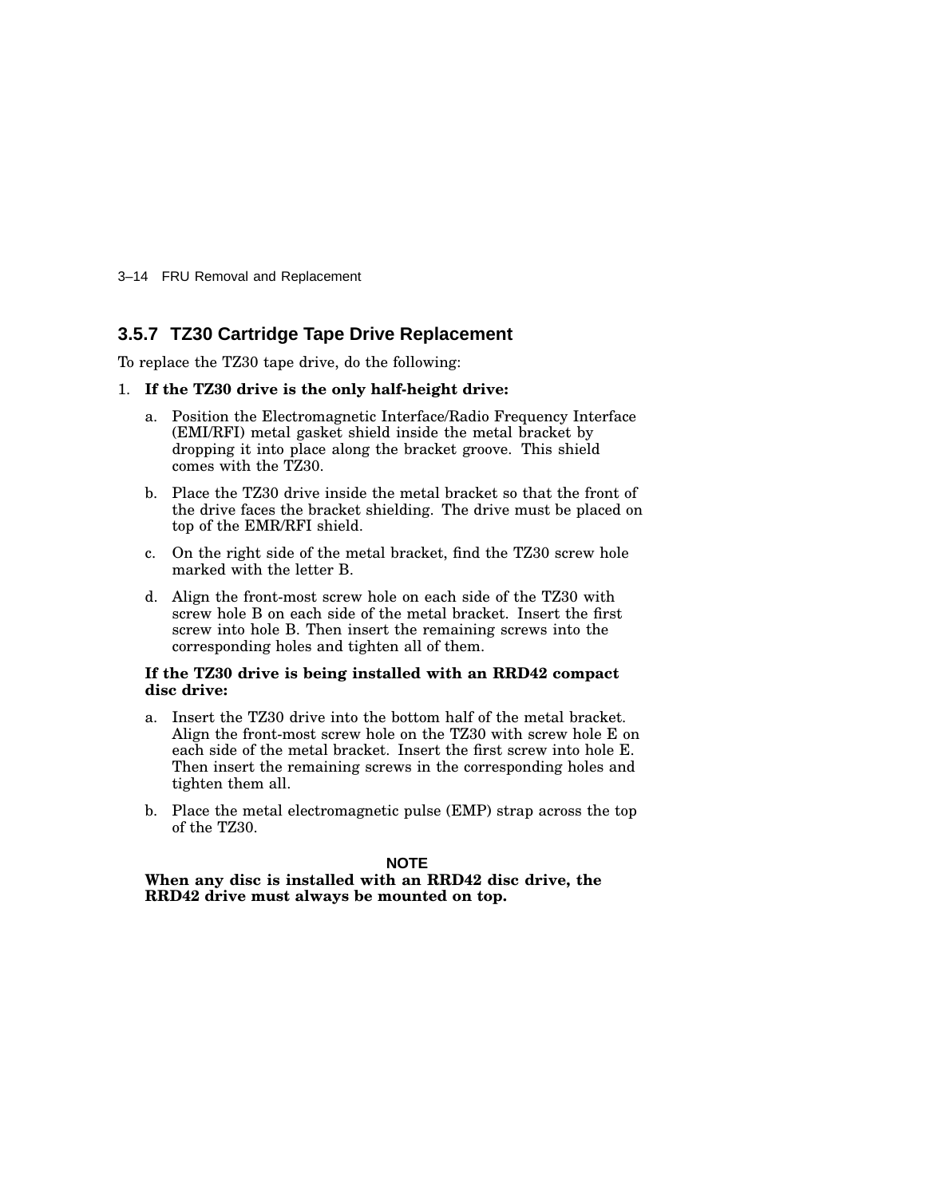### 3.5.7 TZ30 Cartridge Tape Drive Replacement

To replace the TZ30 tape drive, do the following:

1. **If the TZ30 drive is the only half-height drive:**

   a. Position the Electromagnetic Interface/Radio Frequency Interface (EMI/RFI) metal gasket shield inside the metal bracket by dropping it into place along the bracket groove. This shield comes with the TZ30.

   b. Place the TZ30 drive inside the metal bracket so that the front of the drive faces the bracket shielding. The drive must be placed on top of the EMR/RFI shield.

   c. On the right side of the metal bracket, find the TZ30 screw hole marked with the letter B.

   d. Align the front-most screw hole on each side of the TZ30 with screw hole B on each side of the metal bracket. Insert the first screw into hole B. Then insert the remaining screws into the corresponding holes and tighten all of them.

   **If the TZ30 drive is being installed with an RRD42 compact disc drive:**

   a. Insert the TZ30 drive into the bottom half of the metal bracket. Align the front-most screw hole on the TZ30 with screw hole E on each side of the metal bracket. Insert the first screw into hole E. Then insert the remaining screws in the corresponding holes and tighten them all.

   b. Place the metal electromagnetic pulse (EMP) strap across the top of the TZ30.

   **NOTE**

   **When any disc is installed with an RRD42 disc drive, the RRD42 drive must always be mounted on top.**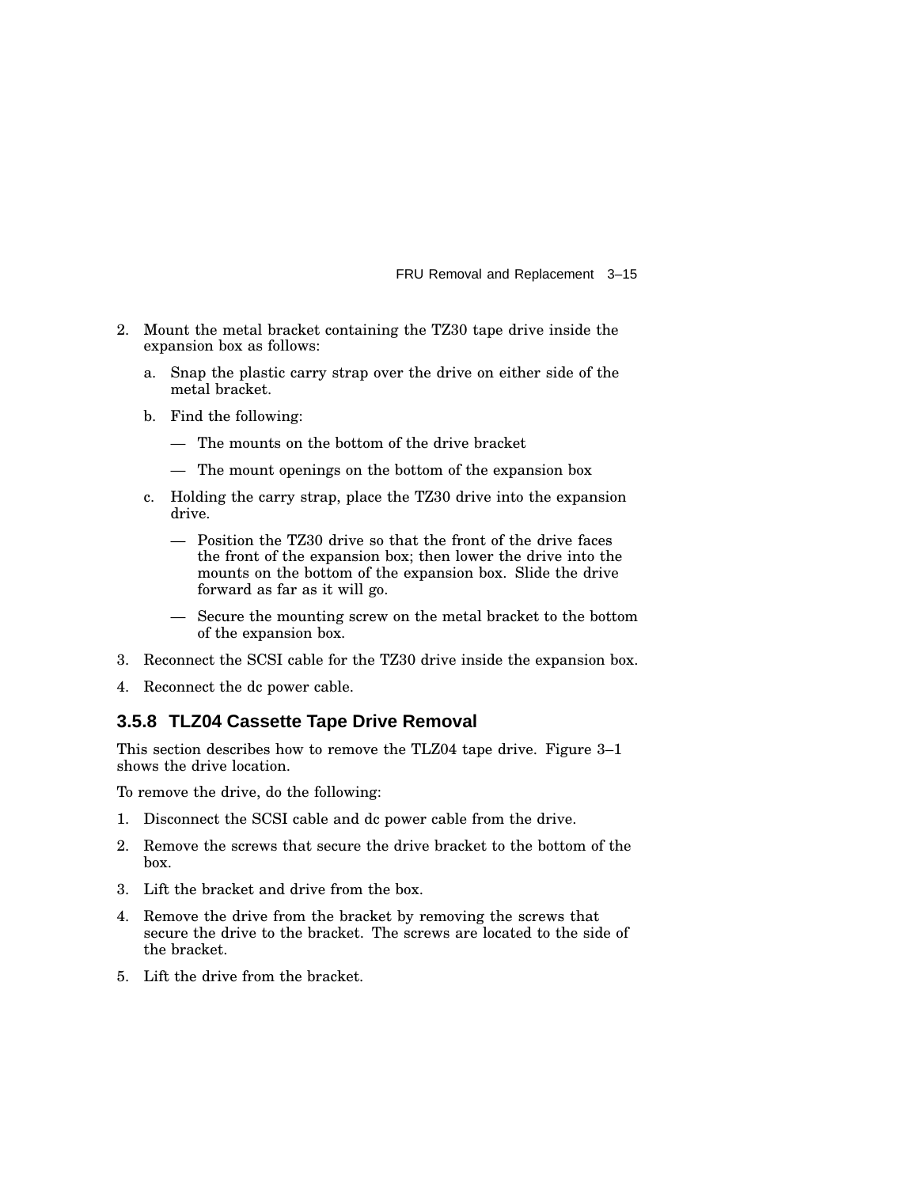2. Mount the metal bracket containing the TZ30 tape drive inside the expansion box as follows:

   a. Snap the plastic carry strap over the drive on either side of the metal bracket.

   b. Find the following:

      — The mounts on the bottom of the drive bracket

      — The mount openings on the bottom of the expansion box

   c. Holding the carry strap, place the TZ30 drive into the expansion drive.

      — Position the TZ30 drive so that the front of the drive faces the front of the expansion box; then lower the drive into the mounts on the bottom of the expansion box. Slide the drive forward as far as it will go.

      — Secure the mounting screw on the metal bracket to the bottom of the expansion box.

3. Reconnect the SCSI cable for the TZ30 drive inside the expansion box.

4. Reconnect the dc power cable.

### 3.5.8 TLZ04 Cassette Tape Drive Removal

This section describes how to remove the TLZ04 tape drive. Figure 3–1 shows the drive location.

To remove the drive, do the following:

1. Disconnect the SCSI cable and dc power cable from the drive.
2. Remove the screws that secure the drive bracket to the bottom of the box.
3. Lift the bracket and drive from the box.
4. Remove the drive from the bracket by removing the screws that secure the drive to the bracket. The screws are located to the side of the bracket.
5. Lift the drive from the bracket.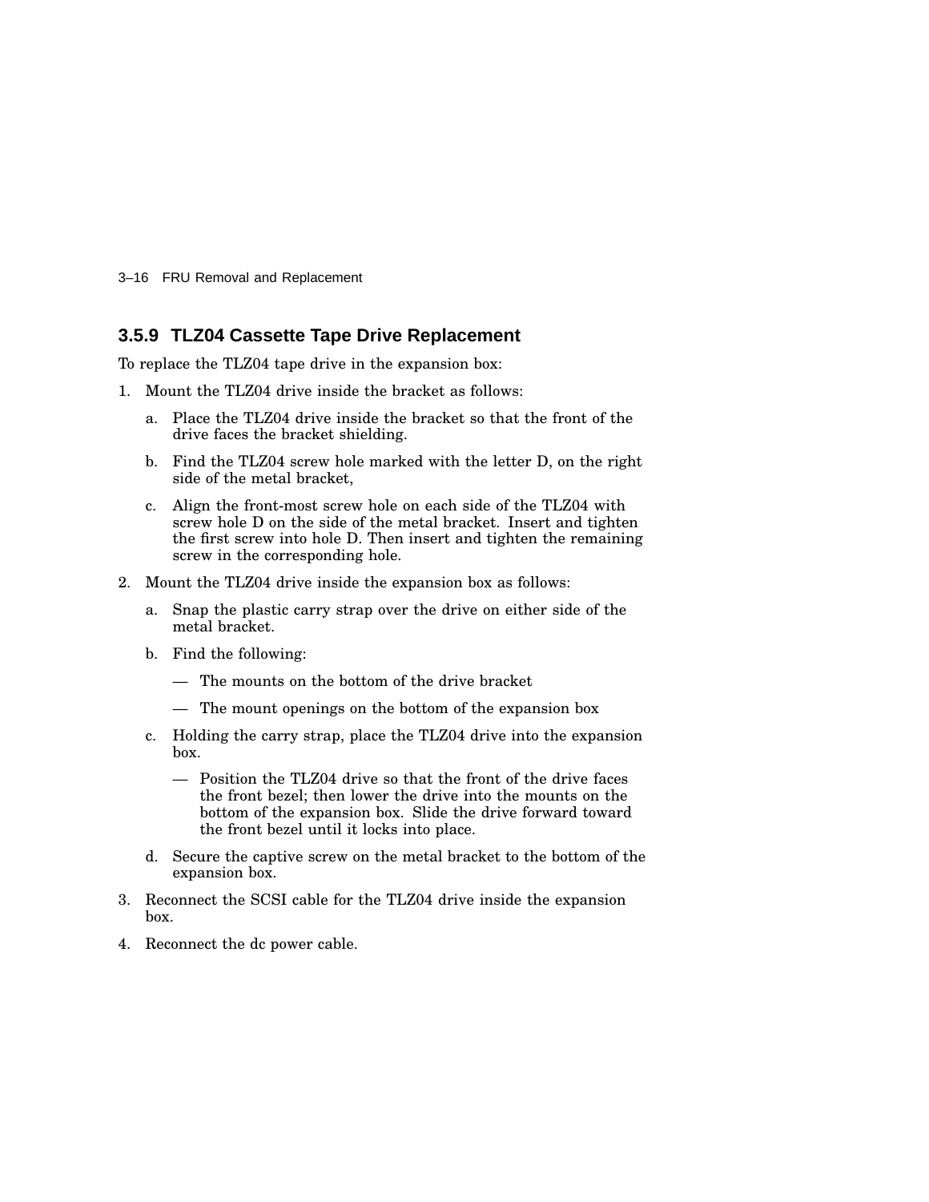### 3.5.9 TLZ04 Cassette Tape Drive Replacement

To replace the TLZ04 tape drive in the expansion box:

1. Mount the TLZ04 drive inside the bracket as follows:
   a. Place the TLZ04 drive inside the bracket so that the front of the drive faces the bracket shielding.
   b. Find the TLZ04 screw hole marked with the letter D, on the right side of the metal bracket,
   c. Align the front-most screw hole on each side of the TLZ04 with screw hole D on the side of the metal bracket. Insert and tighten the first screw into hole D. Then insert and tighten the remaining screw in the corresponding hole.
2. Mount the TLZ04 drive inside the expansion box as follows:
   a. Snap the plastic carry strap over the drive on either side of the metal bracket.
   b. Find the following:
      — The mounts on the bottom of the drive bracket
      — The mount openings on the bottom of the expansion box
   c. Holding the carry strap, place the TLZ04 drive into the expansion box.
      — Position the TLZ04 drive so that the front of the drive faces the front bezel; then lower the drive into the mounts on the bottom of the expansion box. Slide the drive forward toward the front bezel until it locks into place.
   d. Secure the captive screw on the metal bracket to the bottom of the expansion box.
3. Reconnect the SCSI cable for the TLZ04 drive inside the expansion box.
4. Reconnect the dc power cable.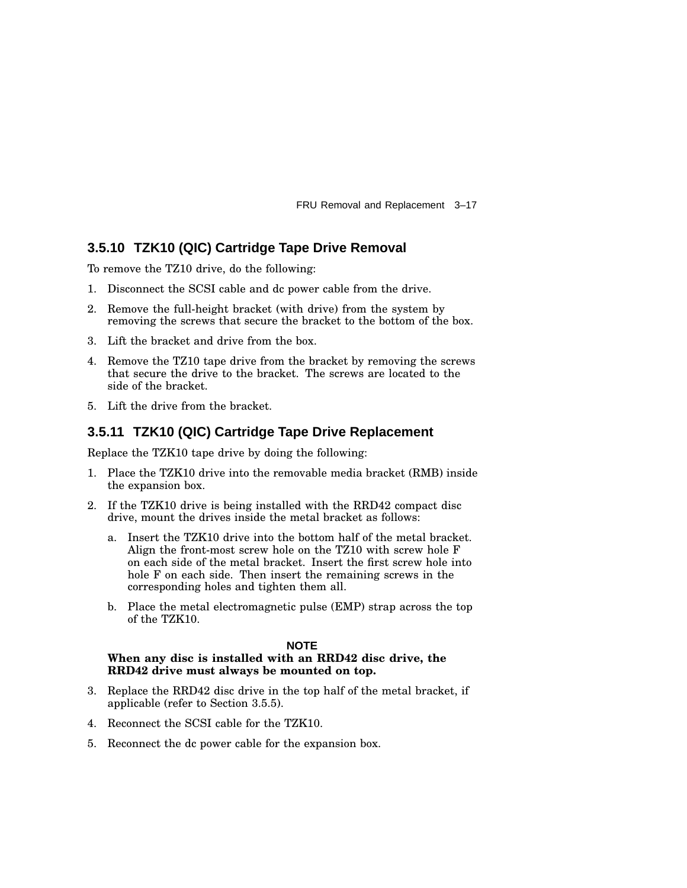### 3.5.10 TZK10 (QIC) Cartridge Tape Drive Removal

To remove the TZ10 drive, do the following:

1. Disconnect the SCSI cable and dc power cable from the drive.
2. Remove the full-height bracket (with drive) from the system by removing the screws that secure the bracket to the bottom of the box.
3. Lift the bracket and drive from the box.
4. Remove the TZ10 tape drive from the bracket by removing the screws that secure the drive to the bracket. The screws are located to the side of the bracket.
5. Lift the drive from the bracket.

### 3.5.11 TZK10 (QIC) Cartridge Tape Drive Replacement

Replace the TZK10 tape drive by doing the following:

1. Place the TZK10 drive into the removable media bracket (RMB) inside the expansion box.
2. If the TZK10 drive is being installed with the RRD42 compact disc drive, mount the drives inside the metal bracket as follows:
   a. Insert the TZK10 drive into the bottom half of the metal bracket. Align the front-most screw hole on the TZ10 with screw hole F on each side of the metal bracket. Insert the first screw hole into hole F on each side. Then insert the remaining screws in the corresponding holes and tighten them all.
   b. Place the metal electromagnetic pulse (EMP) strap across the top of the TZK10.

**NOTE**

**When any disc is installed with an RRD42 disc drive, the RRD42 drive must always be mounted on top.**

3. Replace the RRD42 disc drive in the top half of the metal bracket, if applicable (refer to Section 3.5.5).
4. Reconnect the SCSI cable for the TZK10.
5. Reconnect the dc power cable for the expansion box.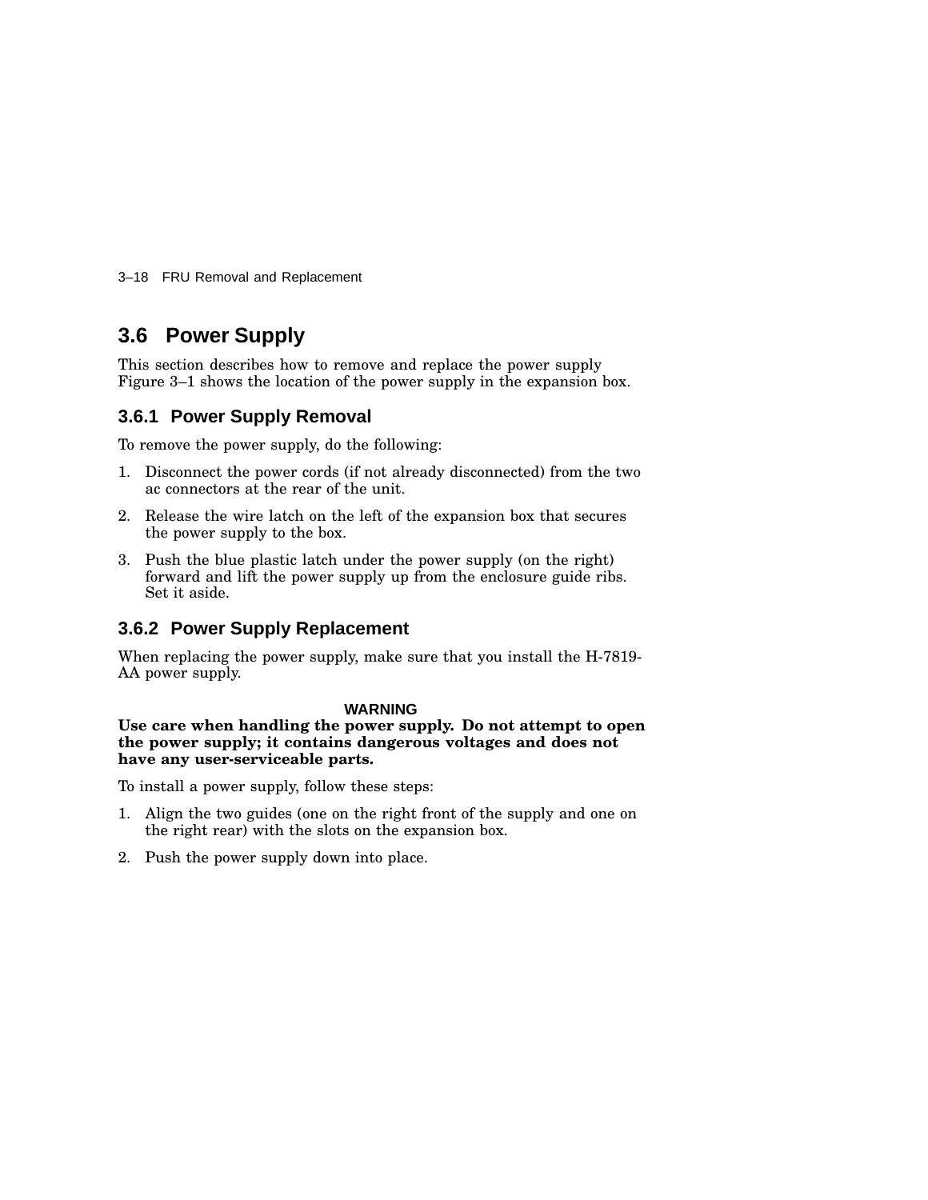## 3.6 Power Supply

This section describes how to remove and replace the power supply Figure 3–1 shows the location of the power supply in the expansion box.

### 3.6.1 Power Supply Removal

To remove the power supply, do the following:

1. Disconnect the power cords (if not already disconnected) from the two ac connectors at the rear of the unit.
2. Release the wire latch on the left of the expansion box that secures the power supply to the box.
3. Push the blue plastic latch under the power supply (on the right) forward and lift the power supply up from the enclosure guide ribs. Set it aside.

### 3.6.2 Power Supply Replacement

When replacing the power supply, make sure that you install the H-7819-AA power supply.

**WARNING**

**Use care when handling the power supply. Do not attempt to open the power supply; it contains dangerous voltages and does not have any user-serviceable parts.**

To install a power supply, follow these steps:

1. Align the two guides (one on the right front of the supply and one on the right rear) with the slots on the expansion box.
2. Push the power supply down into place.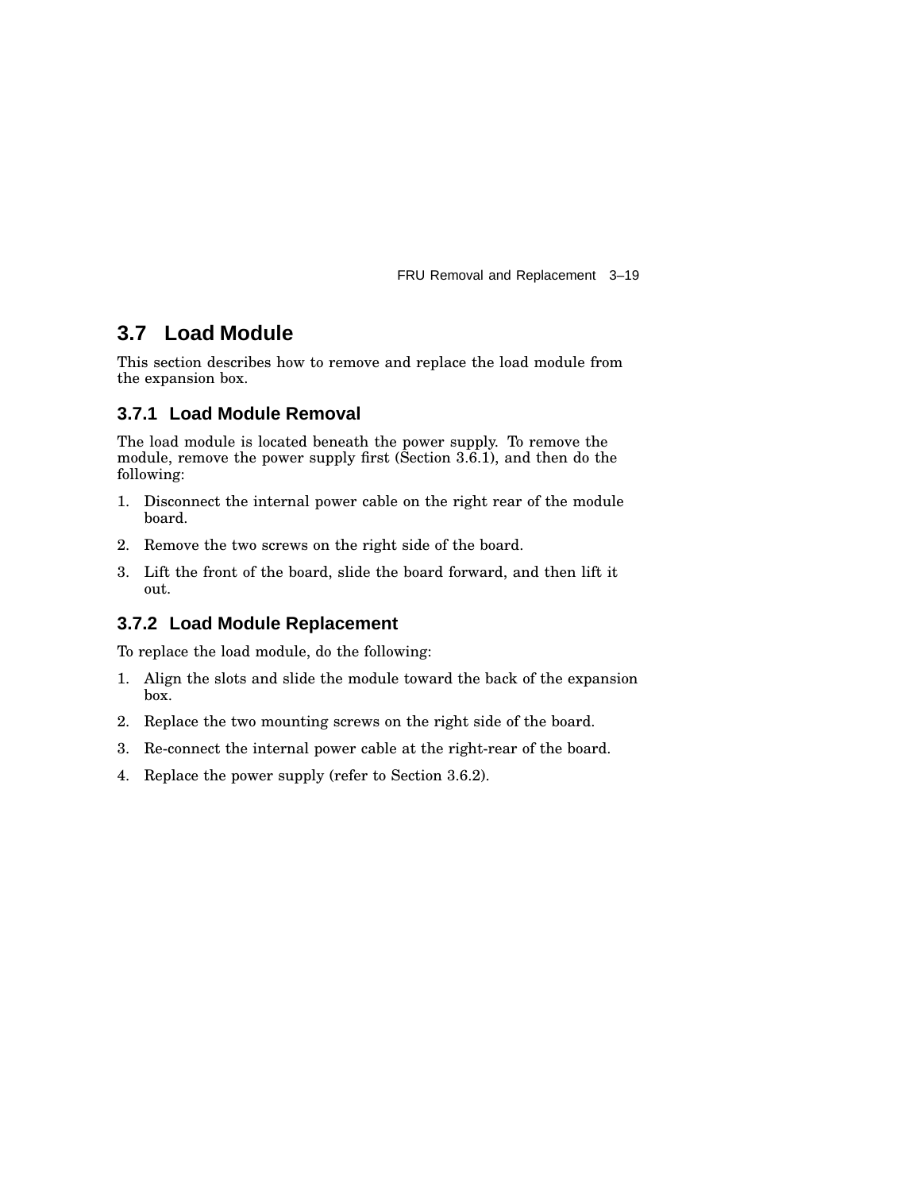## 3.7 Load Module

This section describes how to remove and replace the load module from the expansion box.

### 3.7.1 Load Module Removal

The load module is located beneath the power supply. To remove the module, remove the power supply first (Section 3.6.1), and then do the following:

1. Disconnect the internal power cable on the right rear of the module board.
2. Remove the two screws on the right side of the board.
3. Lift the front of the board, slide the board forward, and then lift it out.

### 3.7.2 Load Module Replacement

To replace the load module, do the following:

1. Align the slots and slide the module toward the back of the expansion box.
2. Replace the two mounting screws on the right side of the board.
3. Re-connect the internal power cable at the right-rear of the board.
4. Replace the power supply (refer to Section 3.6.2).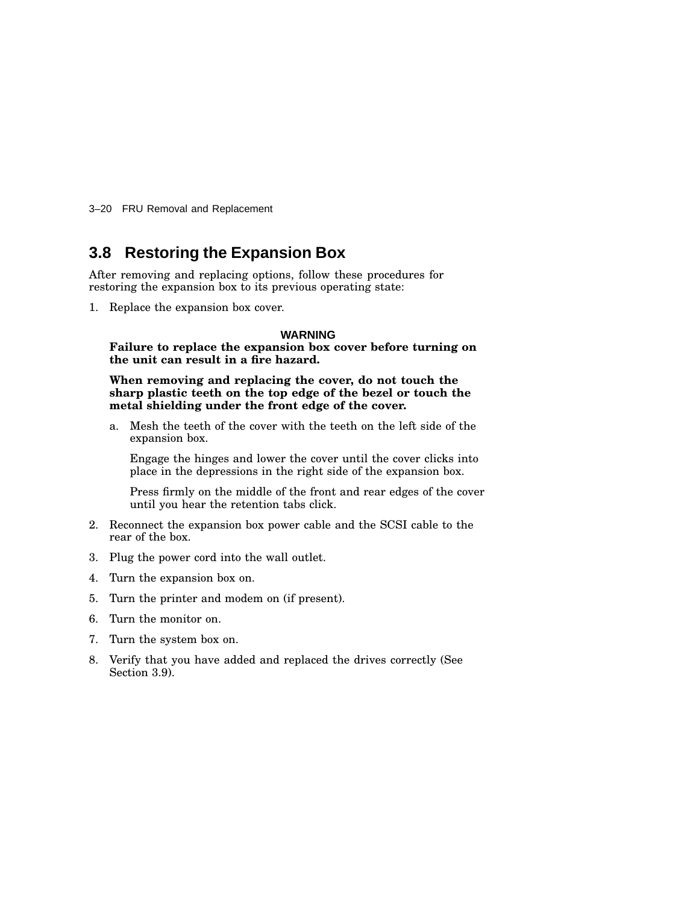## 3.8 Restoring the Expansion Box

After removing and replacing options, follow these procedures for restoring the expansion box to its previous operating state:

1. Replace the expansion box cover.

   **WARNING**

   **Failure to replace the expansion box cover before turning on the unit can result in a fire hazard.**

   **When removing and replacing the cover, do not touch the sharp plastic teeth on the top edge of the bezel or touch the metal shielding under the front edge of the cover.**

   a. Mesh the teeth of the cover with the teeth on the left side of the expansion box.

      Engage the hinges and lower the cover until the cover clicks into place in the depressions in the right side of the expansion box.

      Press firmly on the middle of the front and rear edges of the cover until you hear the retention tabs click.

2. Reconnect the expansion box power cable and the SCSI cable to the rear of the box.
3. Plug the power cord into the wall outlet.
4. Turn the expansion box on.
5. Turn the printer and modem on (if present).
6. Turn the monitor on.
7. Turn the system box on.
8. Verify that you have added and replaced the drives correctly (See Section 3.9).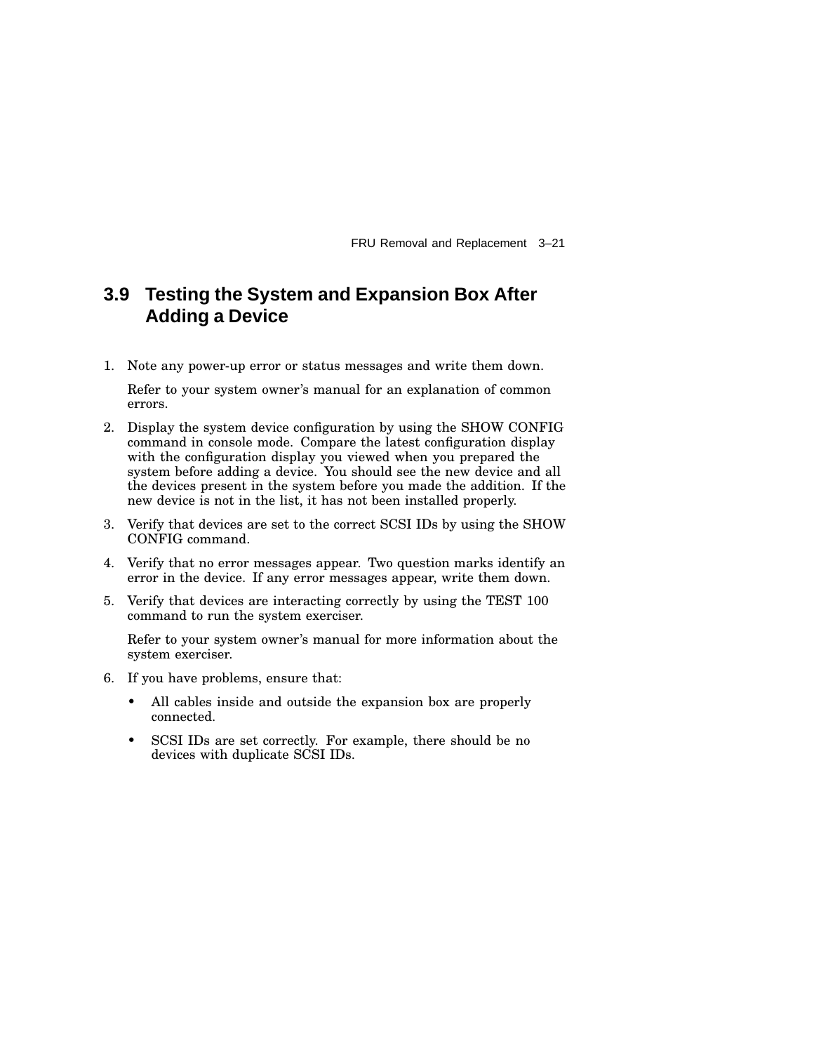## 3.9 Testing the System and Expansion Box After Adding a Device

1. Note any power-up error or status messages and write them down.

   Refer to your system owner's manual for an explanation of common errors.

2. Display the system device configuration by using the SHOW CONFIG command in console mode. Compare the latest configuration display with the configuration display you viewed when you prepared the system before adding a device. You should see the new device and all the devices present in the system before you made the addition. If the new device is not in the list, it has not been installed properly.

3. Verify that devices are set to the correct SCSI IDs by using the SHOW CONFIG command.

4. Verify that no error messages appear. Two question marks identify an error in the device. If any error messages appear, write them down.

5. Verify that devices are interacting correctly by using the TEST 100 command to run the system exerciser.

   Refer to your system owner's manual for more information about the system exerciser.

6. If you have problems, ensure that:

   - All cables inside and outside the expansion box are properly connected.
   - SCSI IDs are set correctly. For example, there should be no devices with duplicate SCSI IDs.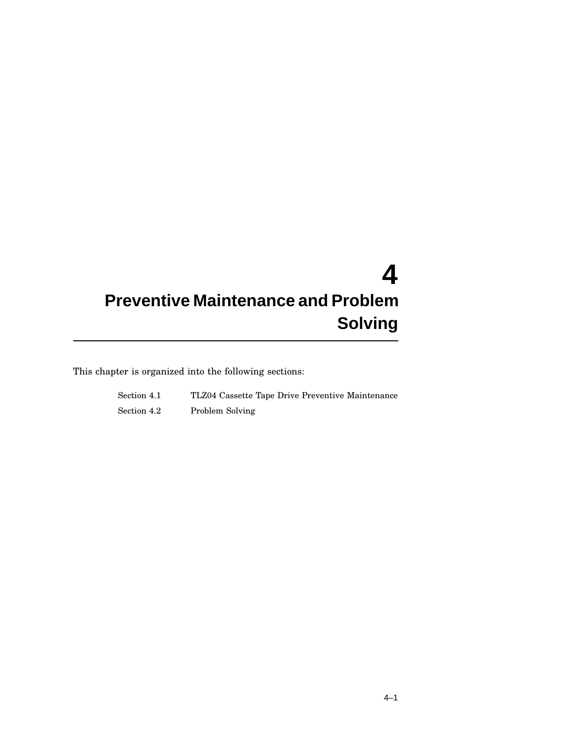# 4 Preventive Maintenance and Problem Solving

This chapter is organized into the following sections:

| | |
|---|---|
| Section 4.1 | TLZ04 Cassette Tape Drive Preventive Maintenance |
| Section 4.2 | Problem Solving |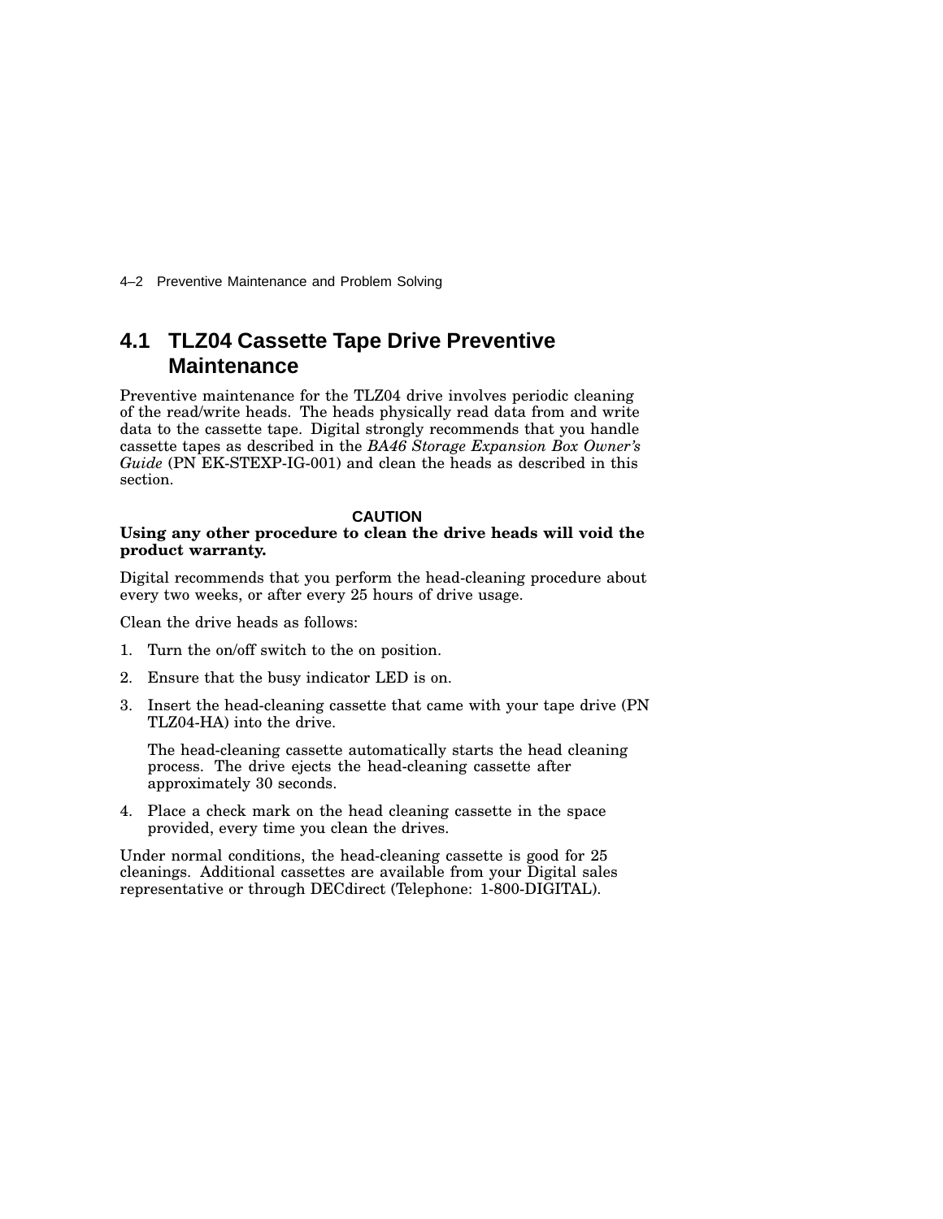## 4.1 TLZ04 Cassette Tape Drive Preventive Maintenance

Preventive maintenance for the TLZ04 drive involves periodic cleaning of the read/write heads. The heads physically read data from and write data to the cassette tape. Digital strongly recommends that you handle cassette tapes as described in the *BA46 Storage Expansion Box Owner's Guide* (PN EK-STEXP-IG-001) and clean the heads as described in this section.

**CAUTION**

**Using any other procedure to clean the drive heads will void the product warranty.**

Digital recommends that you perform the head-cleaning procedure about every two weeks, or after every 25 hours of drive usage.

Clean the drive heads as follows:

1. Turn the on/off switch to the on position.
2. Ensure that the busy indicator LED is on.
3. Insert the head-cleaning cassette that came with your tape drive (PN TLZ04-HA) into the drive.

   The head-cleaning cassette automatically starts the head cleaning process. The drive ejects the head-cleaning cassette after approximately 30 seconds.
4. Place a check mark on the head cleaning cassette in the space provided, every time you clean the drives.

Under normal conditions, the head-cleaning cassette is good for 25 cleanings. Additional cassettes are available from your Digital sales representative or through DECdirect (Telephone: 1-800-DIGITAL).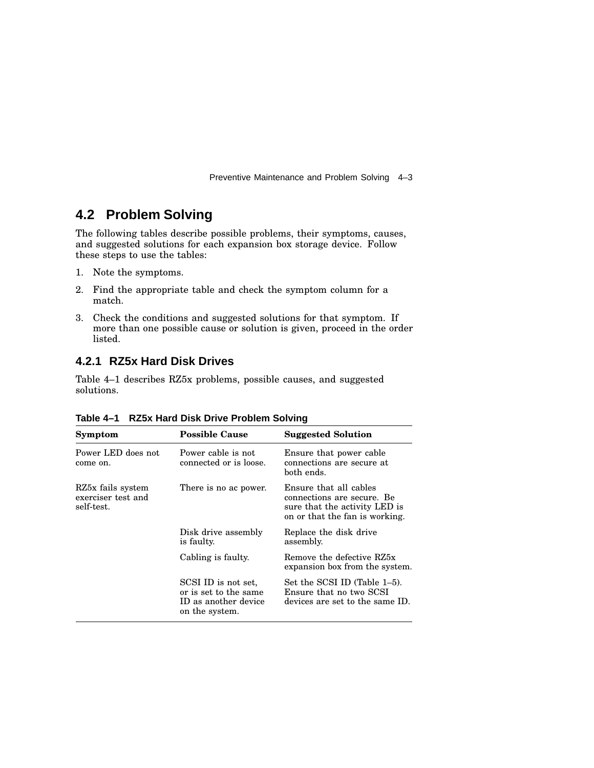## 4.2 Problem Solving

The following tables describe possible problems, their symptoms, causes, and suggested solutions for each expansion box storage device. Follow these steps to use the tables:

1. Note the symptoms.
2. Find the appropriate table and check the symptom column for a match.
3. Check the conditions and suggested solutions for that symptom. If more than one possible cause or solution is given, proceed in the order listed.

### 4.2.1 RZ5x Hard Disk Drives

Table 4–1 describes RZ5x problems, possible causes, and suggested solutions.

**Table 4–1 RZ5x Hard Disk Drive Problem Solving**

| Symptom | Possible Cause | Suggested Solution |
|---|---|---|
| Power LED does not come on. | Power cable is not connected or is loose. | Ensure that power cable connections are secure at both ends. |
| RZ5x fails system exerciser test and self-test. | There is no ac power. | Ensure that all cables connections are secure. Be sure that the activity LED is on or that the fan is working. |
| | Disk drive assembly is faulty. | Replace the disk drive assembly. |
| | Cabling is faulty. | Remove the defective RZ5x expansion box from the system. |
| | SCSI ID is not set, or is set to the same ID as another device on the system. | Set the SCSI ID (Table 1–5). Ensure that no two SCSI devices are set to the same ID. |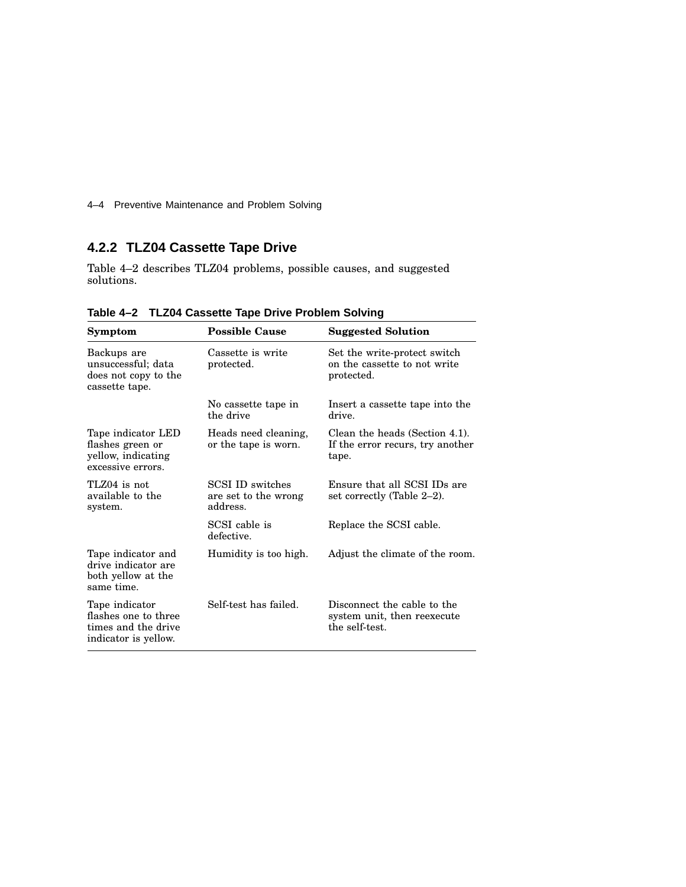### 4.2.2 TLZ04 Cassette Tape Drive

Table 4–2 describes TLZ04 problems, possible causes, and suggested solutions.

**Table 4–2 TLZ04 Cassette Tape Drive Problem Solving**

| Symptom | Possible Cause | Suggested Solution |
|---|---|---|
| Backups are unsuccessful; data does not copy to the cassette tape. | Cassette is write protected. | Set the write-protect switch on the cassette to not write protected. |
| | No cassette tape in the drive | Insert a cassette tape into the drive. |
| Tape indicator LED flashes green or yellow, indicating excessive errors. | Heads need cleaning, or the tape is worn. | Clean the heads (Section 4.1). If the error recurs, try another tape. |
| TLZ04 is not available to the system. | SCSI ID switches are set to the wrong address. | Ensure that all SCSI IDs are set correctly (Table 2–2). |
| | SCSI cable is defective. | Replace the SCSI cable. |
| Tape indicator and drive indicator are both yellow at the same time. | Humidity is too high. | Adjust the climate of the room. |
| Tape indicator flashes one to three times and the drive indicator is yellow. | Self-test has failed. | Disconnect the cable to the system unit, then reexecute the self-test. |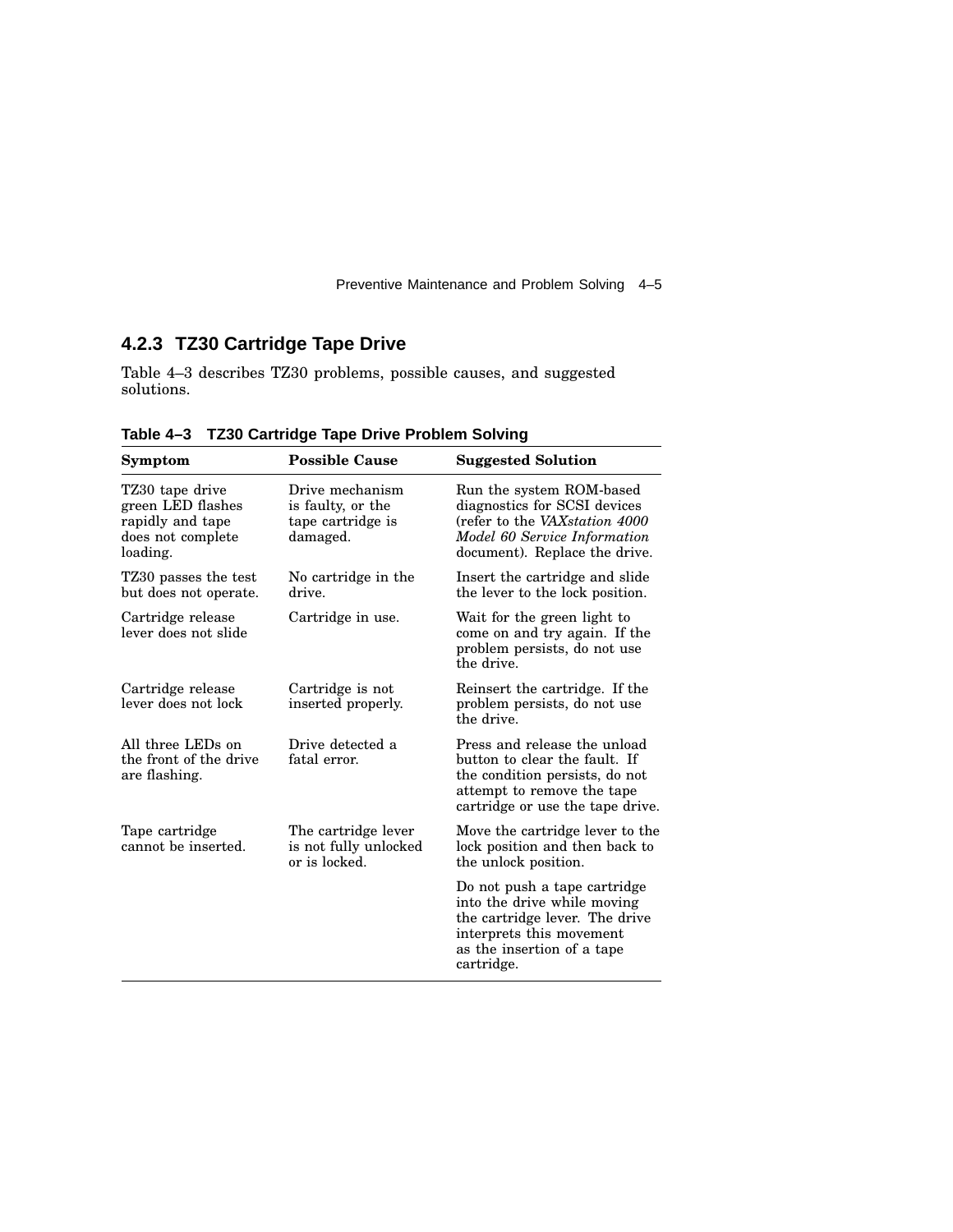### 4.2.3 TZ30 Cartridge Tape Drive

Table 4–3 describes TZ30 problems, possible causes, and suggested solutions.

**Table 4–3 TZ30 Cartridge Tape Drive Problem Solving**

| Symptom | Possible Cause | Suggested Solution |
|---|---|---|
| TZ30 tape drive green LED flashes rapidly and tape does not complete loading. | Drive mechanism is faulty, or the tape cartridge is damaged. | Run the system ROM-based diagnostics for SCSI devices (refer to the *VAXstation 4000 Model 60 Service Information* document). Replace the drive. |
| TZ30 passes the test but does not operate. | No cartridge in the drive. | Insert the cartridge and slide the lever to the lock position. |
| Cartridge release lever does not slide | Cartridge in use. | Wait for the green light to come on and try again. If the problem persists, do not use the drive. |
| Cartridge release lever does not lock | Cartridge is not inserted properly. | Reinsert the cartridge. If the problem persists, do not use the drive. |
| All three LEDs on the front of the drive are flashing. | Drive detected a fatal error. | Press and release the unload button to clear the fault. If the condition persists, do not attempt to remove the tape cartridge or use the tape drive. |
| Tape cartridge cannot be inserted. | The cartridge lever is not fully unlocked or is locked. | Move the cartridge lever to the lock position and then back to the unlock position. |
| | | Do not push a tape cartridge into the drive while moving the cartridge lever. The drive interprets this movement as the insertion of a tape cartridge. |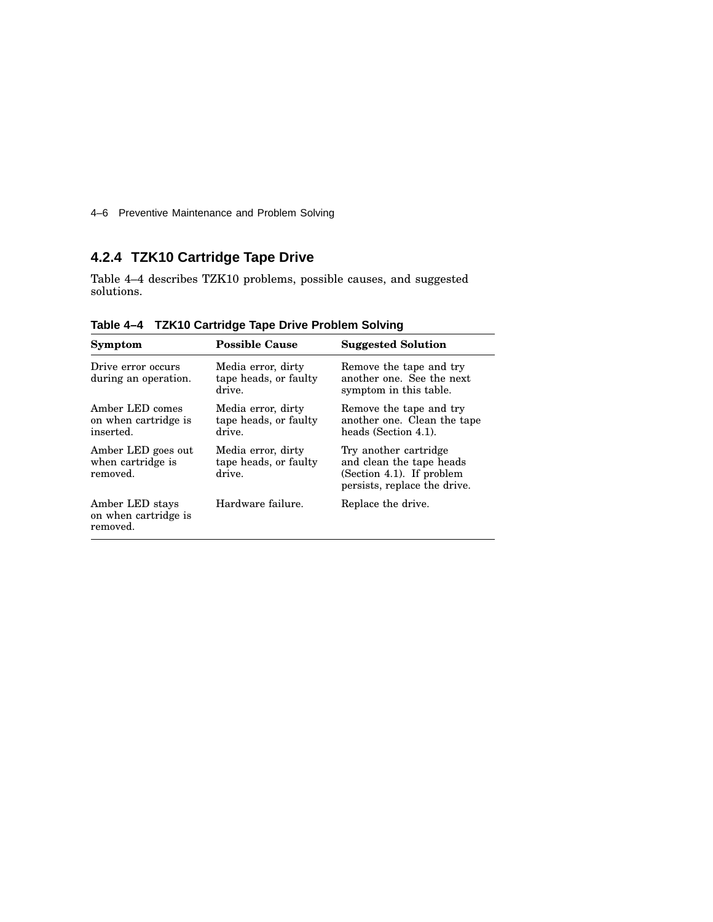### 4.2.4 TZK10 Cartridge Tape Drive

Table 4–4 describes TZK10 problems, possible causes, and suggested solutions.

**Table 4–4 TZK10 Cartridge Tape Drive Problem Solving**

| Symptom | Possible Cause | Suggested Solution |
|---|---|---|
| Drive error occurs during an operation. | Media error, dirty tape heads, or faulty drive. | Remove the tape and try another one. See the next symptom in this table. |
| Amber LED comes on when cartridge is inserted. | Media error, dirty tape heads, or faulty drive. | Remove the tape and try another one. Clean the tape heads (Section 4.1). |
| Amber LED goes out when cartridge is removed. | Media error, dirty tape heads, or faulty drive. | Try another cartridge and clean the tape heads (Section 4.1). If problem persists, replace the drive. |
| Amber LED stays on when cartridge is removed. | Hardware failure. | Replace the drive. |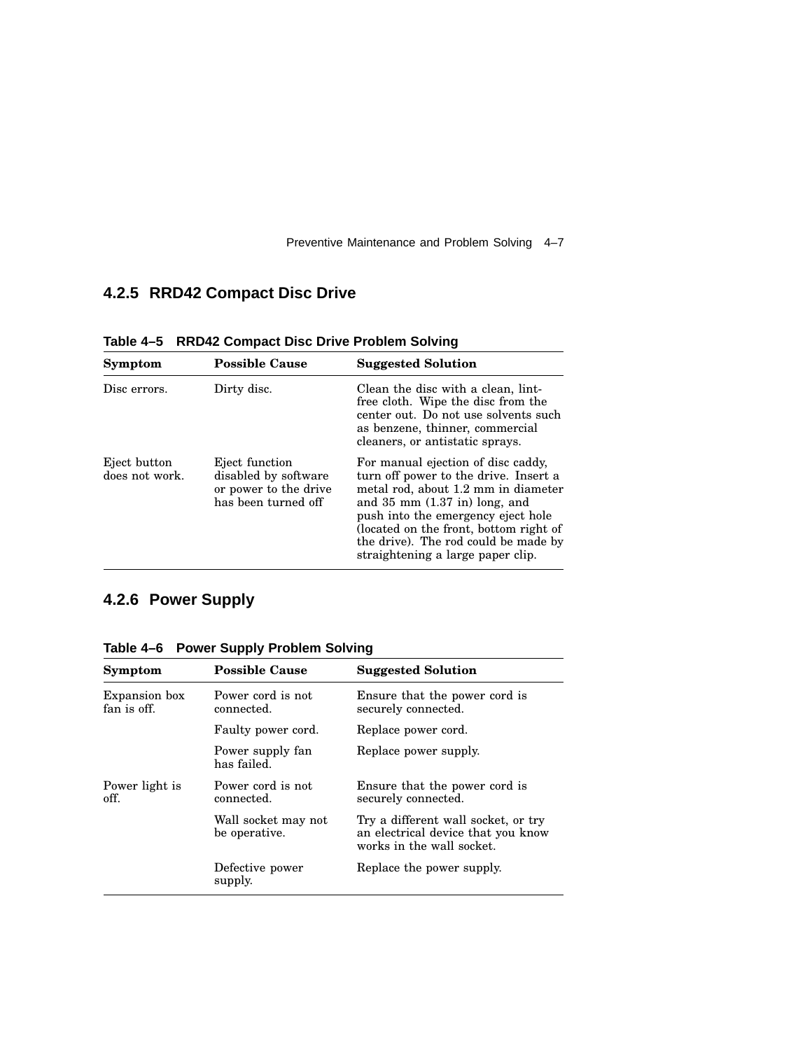### 4.2.5 RRD42 Compact Disc Drive

**Table 4–5 RRD42 Compact Disc Drive Problem Solving**

| Symptom | Possible Cause | Suggested Solution |
|---|---|---|
| Disc errors. | Dirty disc. | Clean the disc with a clean, lint-free cloth. Wipe the disc from the center out. Do not use solvents such as benzene, thinner, commercial cleaners, or antistatic sprays. |
| Eject button does not work. | Eject function disabled by software or power to the drive has been turned off | For manual ejection of disc caddy, turn off power to the drive. Insert a metal rod, about 1.2 mm in diameter and 35 mm (1.37 in) long, and push into the emergency eject hole (located on the front, bottom right of the drive). The rod could be made by straightening a large paper clip. |

### 4.2.6 Power Supply

**Table 4–6 Power Supply Problem Solving**

| Symptom | Possible Cause | Suggested Solution |
|---|---|---|
| Expansion box fan is off. | Power cord is not connected. | Ensure that the power cord is securely connected. |
| | Faulty power cord. | Replace power cord. |
| | Power supply fan has failed. | Replace power supply. |
| Power light is off. | Power cord is not connected. | Ensure that the power cord is securely connected. |
| | Wall socket may not be operative. | Try a different wall socket, or try an electrical device that you know works in the wall socket. |
| | Defective power supply. | Replace the power supply. |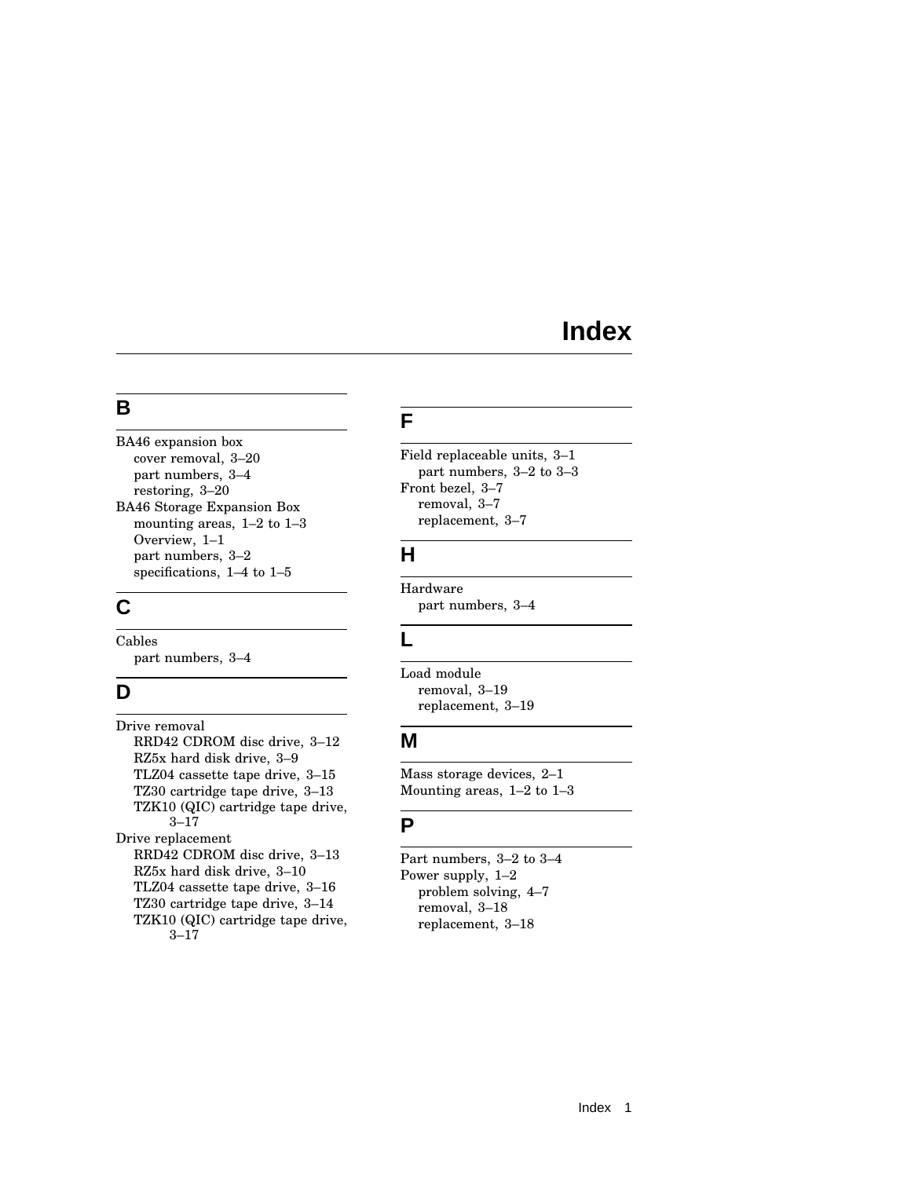# Index

## B

BA46 expansion box
- cover removal, 3–20
- part numbers, 3–4
- restoring, 3–20

BA46 Storage Expansion Box
- mounting areas, 1–2 to 1–3
- Overview, 1–1
- part numbers, 3–2
- specifications, 1–4 to 1–5

## C

Cables
- part numbers, 3–4

## D

Drive removal
- RRD42 CDROM disc drive, 3–12
- RZ5x hard disk drive, 3–9
- TLZ04 cassette tape drive, 3–15
- TZ30 cartridge tape drive, 3–13
- TZK10 (QIC) cartridge tape drive, 3–17

Drive replacement
- RRD42 CDROM disc drive, 3–13
- RZ5x hard disk drive, 3–10
- TLZ04 cassette tape drive, 3–16
- TZ30 cartridge tape drive, 3–14
- TZK10 (QIC) cartridge tape drive, 3–17

## F

Field replaceable units, 3–1
- part numbers, 3–2 to 3–3

Front bezel, 3–7
- removal, 3–7
- replacement, 3–7

## H

Hardware
- part numbers, 3–4

## L

Load module
- removal, 3–19
- replacement, 3–19

## M

Mass storage devices, 2–1

Mounting areas, 1–2 to 1–3

## P

Part numbers, 3–2 to 3–4

Power supply, 1–2
- problem solving, 4–7
- removal, 3–18
- replacement, 3–18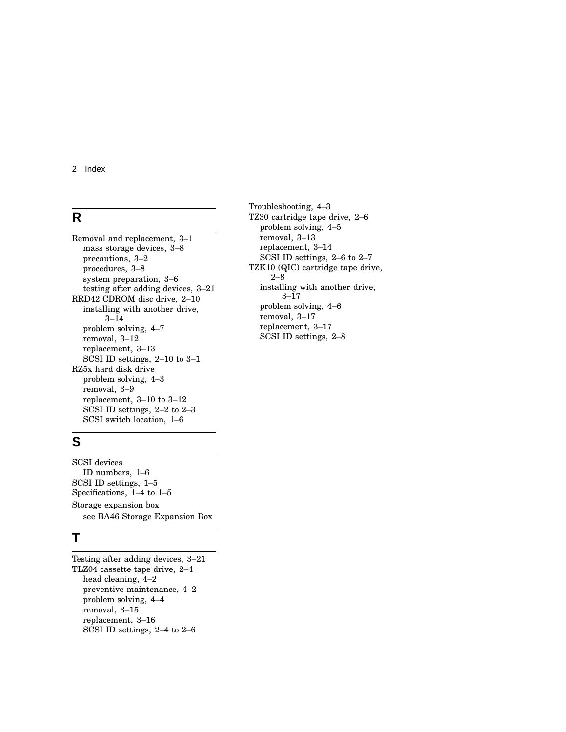## R

Removal and replacement, 3–1
- mass storage devices, 3–8
- precautions, 3–2
- procedures, 3–8
- system preparation, 3–6
- testing after adding devices, 3–21

RRD42 CDROM disc drive, 2–10
- installing with another drive, 3–14
- problem solving, 4–7
- removal, 3–12
- replacement, 3–13
- SCSI ID settings, 2–10 to 3–1

RZ5x hard disk drive
- problem solving, 4–3
- removal, 3–9
- replacement, 3–10 to 3–12
- SCSI ID settings, 2–2 to 2–3
- SCSI switch location, 1–6

## S

SCSI devices
- ID numbers, 1–6

SCSI ID settings, 1–5

Specifications, 1–4 to 1–5

Storage expansion box
- see BA46 Storage Expansion Box

## T

Testing after adding devices, 3–21

TLZ04 cassette tape drive, 2–4
- head cleaning, 4–2
- preventive maintenance, 4–2
- problem solving, 4–4
- removal, 3–15
- replacement, 3–16
- SCSI ID settings, 2–4 to 2–6

Troubleshooting, 4–3

TZ30 cartridge tape drive, 2–6
- problem solving, 4–5
- removal, 3–13
- replacement, 3–14
- SCSI ID settings, 2–6 to 2–7

TZK10 (QIC) cartridge tape drive, 2–8
- installing with another drive, 3–17
- problem solving, 4–6
- removal, 3–17
- replacement, 3–17
- SCSI ID settings, 2–8